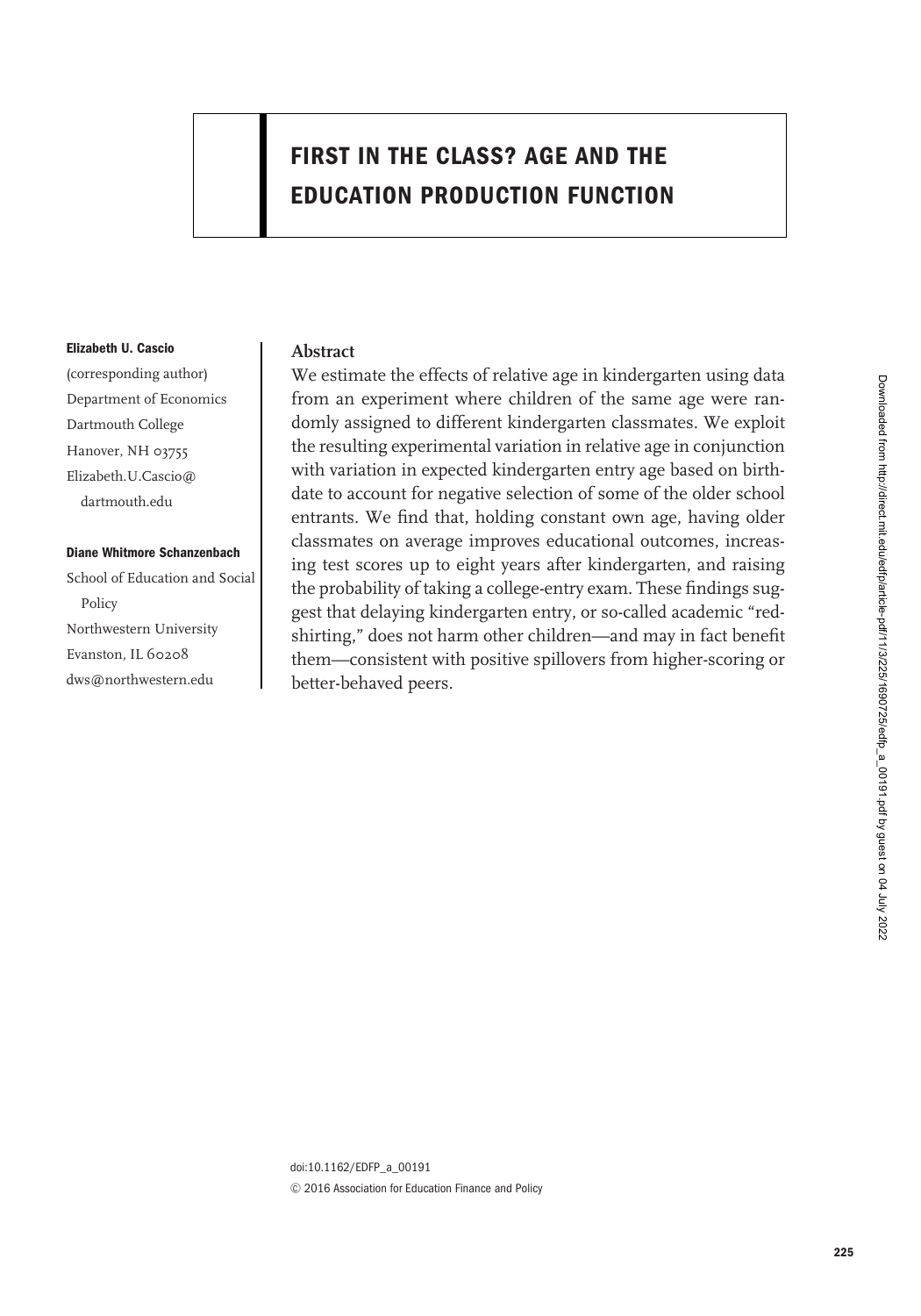# FIRST IN THE CLASS? AGE AND THE EDUCATION PRODUCTION FUNCTION

**Elizabeth U. Cascio**
(corresponding author)
Department of Economics
Dartmouth College
Hanover, NH 03755
Elizabeth.U.Cascio@dartmouth.edu

**Diane Whitmore Schanzenbach**
School of Education and Social Policy
Northwestern University
Evanston, IL 60208
dws@northwestern.edu

## Abstract

We estimate the effects of relative age in kindergarten using data from an experiment where children of the same age were randomly assigned to different kindergarten classmates. We exploit the resulting experimental variation in relative age in conjunction with variation in expected kindergarten entry age based on birthdate to account for negative selection of some of the older school entrants. We find that, holding constant own age, having older classmates on average improves educational outcomes, increasing test scores up to eight years after kindergarten, and raising the probability of taking a college-entry exam. These findings suggest that delaying kindergarten entry, or so-called academic "redshirting," does not harm other children—and may in fact benefit them—consistent with positive spillovers from higher-scoring or better-behaved peers.

doi:10.1162/EDFP_a_00191
© 2016 Association for Education Finance and Policy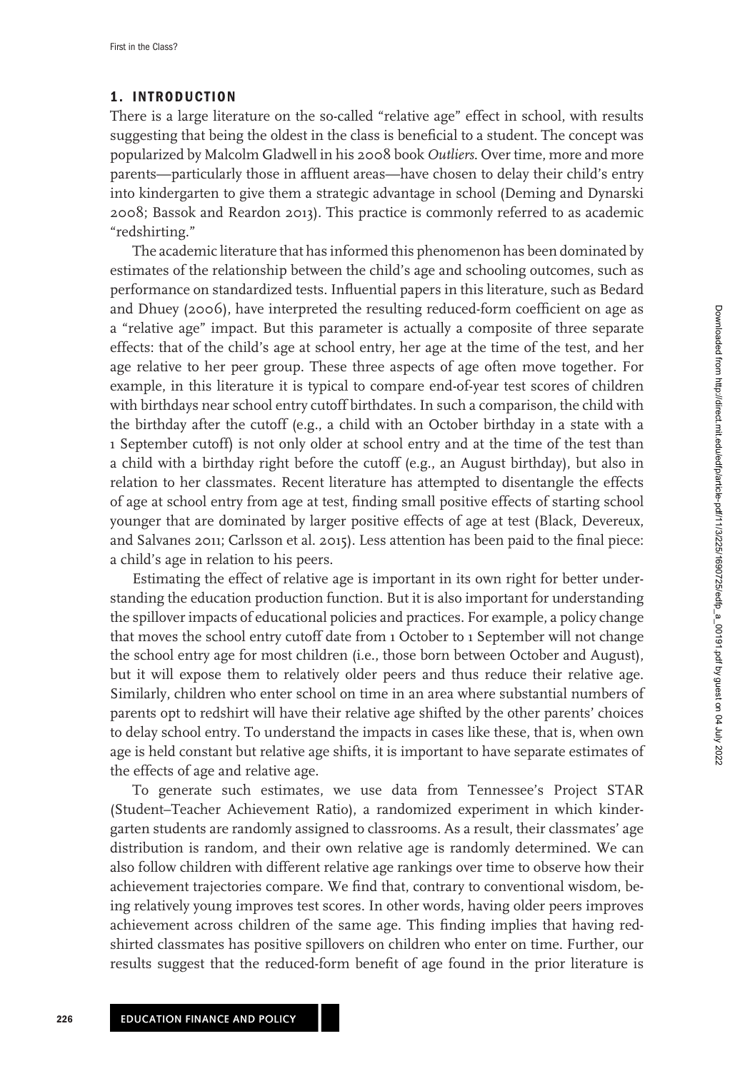## 1. INTRODUCTION

There is a large literature on the so-called "relative age" effect in school, with results suggesting that being the oldest in the class is beneficial to a student. The concept was popularized by Malcolm Gladwell in his 2008 book *Outliers*. Over time, more and more parents—particularly those in affluent areas—have chosen to delay their child's entry into kindergarten to give them a strategic advantage in school (Deming and Dynarski 2008; Bassok and Reardon 2013). This practice is commonly referred to as academic "redshirting."

The academic literature that has informed this phenomenon has been dominated by estimates of the relationship between the child's age and schooling outcomes, such as performance on standardized tests. Influential papers in this literature, such as Bedard and Dhuey (2006), have interpreted the resulting reduced-form coefficient on age as a "relative age" impact. But this parameter is actually a composite of three separate effects: that of the child's age at school entry, her age at the time of the test, and her age relative to her peer group. These three aspects of age often move together. For example, in this literature it is typical to compare end-of-year test scores of children with birthdays near school entry cutoff birthdates. In such a comparison, the child with the birthday after the cutoff (e.g., a child with an October birthday in a state with a 1 September cutoff) is not only older at school entry and at the time of the test than a child with a birthday right before the cutoff (e.g., an August birthday), but also in relation to her classmates. Recent literature has attempted to disentangle the effects of age at school entry from age at test, finding small positive effects of starting school younger that are dominated by larger positive effects of age at test (Black, Devereux, and Salvanes 2011; Carlsson et al. 2015). Less attention has been paid to the final piece: a child's age in relation to his peers.

Estimating the effect of relative age is important in its own right for better understanding the education production function. But it is also important for understanding the spillover impacts of educational policies and practices. For example, a policy change that moves the school entry cutoff date from 1 October to 1 September will not change the school entry age for most children (i.e., those born between October and August), but it will expose them to relatively older peers and thus reduce their relative age. Similarly, children who enter school on time in an area where substantial numbers of parents opt to redshirt will have their relative age shifted by the other parents' choices to delay school entry. To understand the impacts in cases like these, that is, when own age is held constant but relative age shifts, it is important to have separate estimates of the effects of age and relative age.

To generate such estimates, we use data from Tennessee's Project STAR (Student–Teacher Achievement Ratio), a randomized experiment in which kindergarten students are randomly assigned to classrooms. As a result, their classmates' age distribution is random, and their own relative age is randomly determined. We can also follow children with different relative age rankings over time to observe how their achievement trajectories compare. We find that, contrary to conventional wisdom, being relatively young improves test scores. In other words, having older peers improves achievement across children of the same age. This finding implies that having redshirted classmates has positive spillovers on children who enter on time. Further, our results suggest that the reduced-form benefit of age found in the prior literature is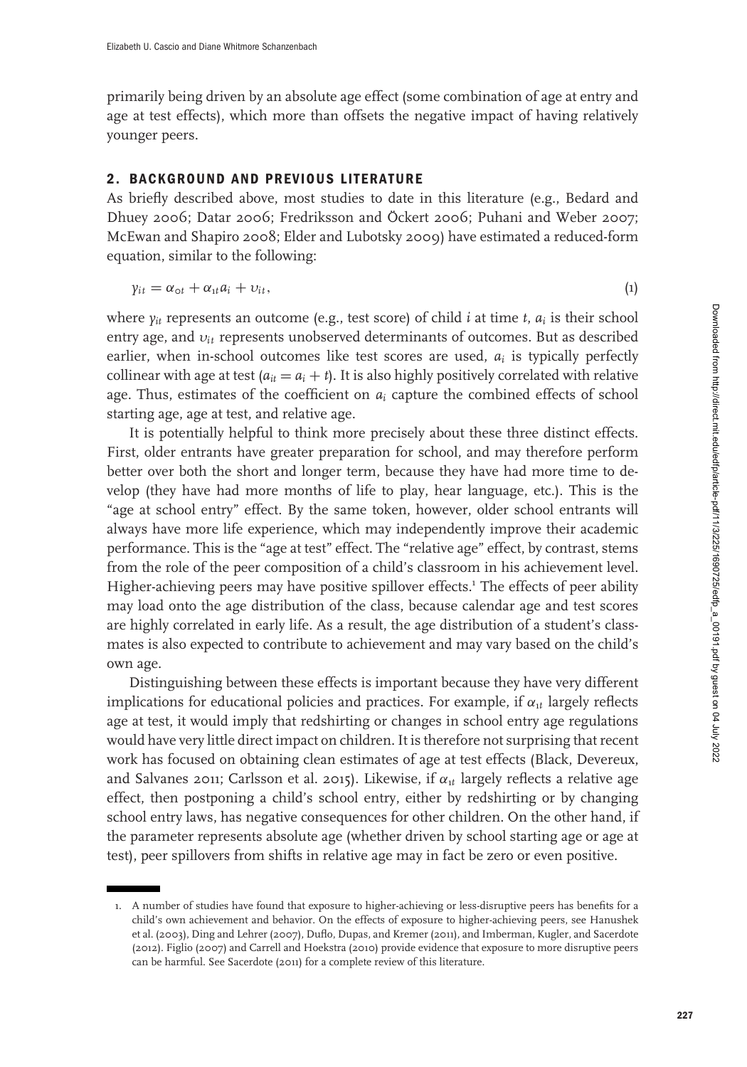primarily being driven by an absolute age effect (some combination of age at entry and age at test effects), which more than offsets the negative impact of having relatively younger peers.

## 2. BACKGROUND AND PREVIOUS LITERATURE

As briefly described above, most studies to date in this literature (e.g., Bedard and Dhuey 2006; Datar 2006; Fredriksson and Öckert 2006; Puhani and Weber 2007; McEwan and Shapiro 2008; Elder and Lubotsky 2009) have estimated a reduced-form equation, similar to the following:

$$y_{it} = \alpha_{0t} + \alpha_{1t} a_i + \upsilon_{it}, \tag{1}$$

where $y_{it}$ represents an outcome (e.g., test score) of child $i$ at time $t$, $a_i$ is their school entry age, and $\upsilon_{it}$ represents unobserved determinants of outcomes. But as described earlier, when in-school outcomes like test scores are used, $a_i$ is typically perfectly collinear with age at test ($a_{it} = a_i + t$). It is also highly positively correlated with relative age. Thus, estimates of the coefficient on $a_i$ capture the combined effects of school starting age, age at test, and relative age.

It is potentially helpful to think more precisely about these three distinct effects. First, older entrants have greater preparation for school, and may therefore perform better over both the short and longer term, because they have had more time to develop (they have had more months of life to play, hear language, etc.). This is the "age at school entry" effect. By the same token, however, older school entrants will always have more life experience, which may independently improve their academic performance. This is the "age at test" effect. The "relative age" effect, by contrast, stems from the role of the peer composition of a child's classroom in his achievement level. Higher-achieving peers may have positive spillover effects.[1] The effects of peer ability may load onto the age distribution of the class, because calendar age and test scores are highly correlated in early life. As a result, the age distribution of a student's classmates is also expected to contribute to achievement and may vary based on the child's own age.

Distinguishing between these effects is important because they have very different implications for educational policies and practices. For example, if $\alpha_{1t}$ largely reflects age at test, it would imply that redshirting or changes in school entry age regulations would have very little direct impact on children. It is therefore not surprising that recent work has focused on obtaining clean estimates of age at test effects (Black, Devereux, and Salvanes 2011; Carlsson et al. 2015). Likewise, if $\alpha_{1t}$ largely reflects a relative age effect, then postponing a child's school entry, either by redshirting or by changing school entry laws, has negative consequences for other children. On the other hand, if the parameter represents absolute age (whether driven by school starting age or age at test), peer spillovers from shifts in relative age may in fact be zero or even positive.

1. A number of studies have found that exposure to higher-achieving or less-disruptive peers has benefits for a child's own achievement and behavior. On the effects of exposure to higher-achieving peers, see Hanushek et al. (2003), Ding and Lehrer (2007), Duflo, Dupas, and Kremer (2011), and Imberman, Kugler, and Sacerdote (2012). Figlio (2007) and Carrell and Hoekstra (2010) provide evidence that exposure to more disruptive peers can be harmful. See Sacerdote (2011) for a complete review of this literature.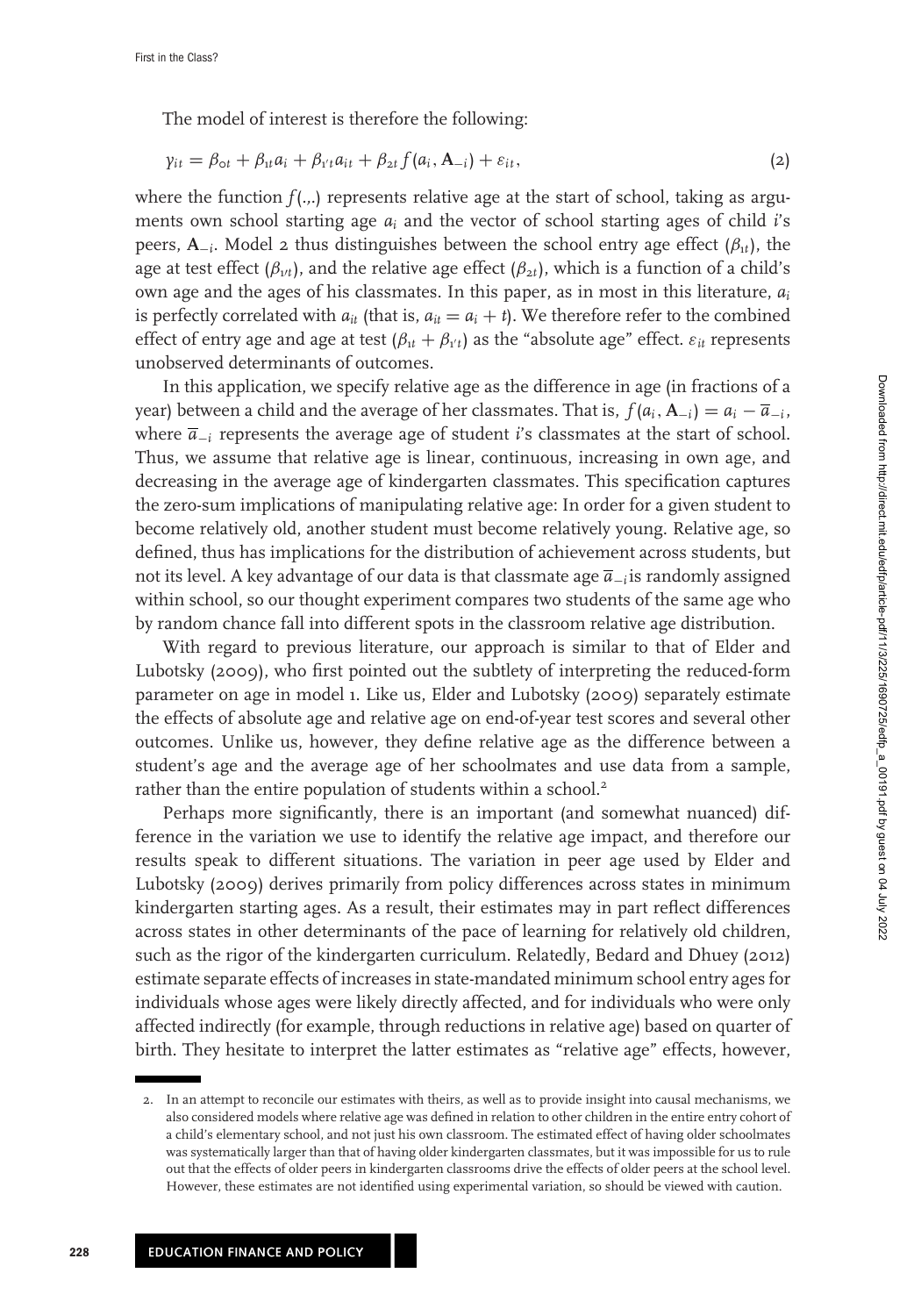The model of interest is therefore the following:

$$y_{it} = \beta_{0t} + \beta_{1t} a_i + \beta_{1't} a_{it} + \beta_{2t} f(a_i, \mathbf{A}_{-i}) + \varepsilon_{it}, \tag{2}$$

where the function $f(.,.)$ represents relative age at the start of school, taking as arguments own school starting age $a_i$ and the vector of school starting ages of child $i$'s peers, $\mathbf{A}_{-i}$. Model 2 thus distinguishes between the school entry age effect ($\beta_{1t}$), the age at test effect ($\beta_{1't}$), and the relative age effect ($\beta_{2t}$), which is a function of a child's own age and the ages of his classmates. In this paper, as in most in this literature, $a_i$ is perfectly correlated with $a_{it}$ (that is, $a_{it} = a_i + t$). We therefore refer to the combined effect of entry age and age at test ($\beta_{1t} + \beta_{1't}$) as the "absolute age" effect. $\varepsilon_{it}$ represents unobserved determinants of outcomes.

In this application, we specify relative age as the difference in age (in fractions of a year) between a child and the average of her classmates. That is, $f(a_i, \mathbf{A}_{-i}) = a_i - \overline{a}_{-i}$, where $\overline{a}_{-i}$ represents the average age of student $i$'s classmates at the start of school. Thus, we assume that relative age is linear, continuous, increasing in own age, and decreasing in the average age of kindergarten classmates. This specification captures the zero-sum implications of manipulating relative age: In order for a given student to become relatively old, another student must become relatively young. Relative age, so defined, thus has implications for the distribution of achievement across students, but not its level. A key advantage of our data is that classmate age $\overline{a}_{-i}$ is randomly assigned within school, so our thought experiment compares two students of the same age who by random chance fall into different spots in the classroom relative age distribution.

With regard to previous literature, our approach is similar to that of Elder and Lubotsky (2009), who first pointed out the subtlety of interpreting the reduced-form parameter on age in model 1. Like us, Elder and Lubotsky (2009) separately estimate the effects of absolute age and relative age on end-of-year test scores and several other outcomes. Unlike us, however, they define relative age as the difference between a student's age and the average age of her schoolmates and use data from a sample, rather than the entire population of students within a school.[2]

Perhaps more significantly, there is an important (and somewhat nuanced) difference in the variation we use to identify the relative age impact, and therefore our results speak to different situations. The variation in peer age used by Elder and Lubotsky (2009) derives primarily from policy differences across states in minimum kindergarten starting ages. As a result, their estimates may in part reflect differences across states in other determinants of the pace of learning for relatively old children, such as the rigor of the kindergarten curriculum. Relatedly, Bedard and Dhuey (2012) estimate separate effects of increases in state-mandated minimum school entry ages for individuals whose ages were likely directly affected, and for individuals who were only affected indirectly (for example, through reductions in relative age) based on quarter of birth. They hesitate to interpret the latter estimates as "relative age" effects, however,

2. In an attempt to reconcile our estimates with theirs, as well as to provide insight into causal mechanisms, we also considered models where relative age was defined in relation to other children in the entire entry cohort of a child's elementary school, and not just his own classroom. The estimated effect of having older schoolmates was systematically larger than that of having older kindergarten classmates, but it was impossible for us to rule out that the effects of older peers in kindergarten classrooms drive the effects of older peers at the school level. However, these estimates are not identified using experimental variation, so should be viewed with caution.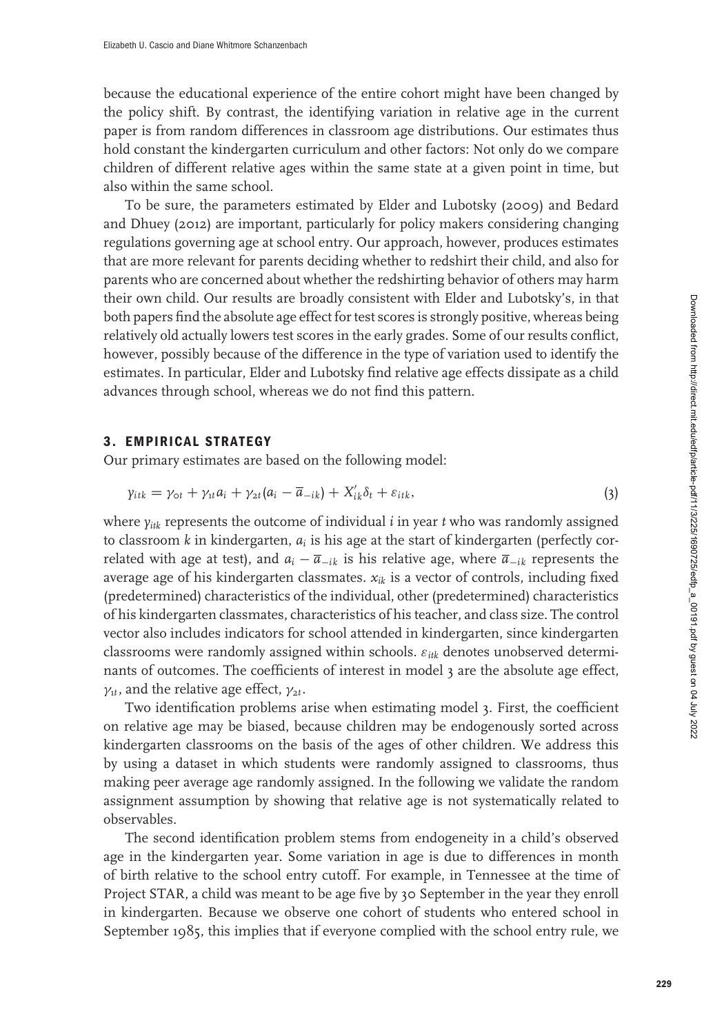because the educational experience of the entire cohort might have been changed by the policy shift. By contrast, the identifying variation in relative age in the current paper is from random differences in classroom age distributions. Our estimates thus hold constant the kindergarten curriculum and other factors: Not only do we compare children of different relative ages within the same state at a given point in time, but also within the same school.

To be sure, the parameters estimated by Elder and Lubotsky (2009) and Bedard and Dhuey (2012) are important, particularly for policy makers considering changing regulations governing age at school entry. Our approach, however, produces estimates that are more relevant for parents deciding whether to redshirt their child, and also for parents who are concerned about whether the redshirting behavior of others may harm their own child. Our results are broadly consistent with Elder and Lubotsky's, in that both papers find the absolute age effect for test scores is strongly positive, whereas being relatively old actually lowers test scores in the early grades. Some of our results conflict, however, possibly because of the difference in the type of variation used to identify the estimates. In particular, Elder and Lubotsky find relative age effects dissipate as a child advances through school, whereas we do not find this pattern.

## 3. EMPIRICAL STRATEGY

Our primary estimates are based on the following model:

$$y_{itk} = \gamma_{0t} + \gamma_{1t} a_i + \gamma_{2t}(a_i - \overline{a}_{-ik}) + X'_{ik}\delta_t + \varepsilon_{itk}, \tag{3}$$

where $y_{itk}$ represents the outcome of individual $i$ in year $t$ who was randomly assigned to classroom $k$ in kindergarten, $a_i$ is his age at the start of kindergarten (perfectly correlated with age at test), and $a_i - \overline{a}_{-ik}$ is his relative age, where $\overline{a}_{-ik}$ represents the average age of his kindergarten classmates. $x_{ik}$ is a vector of controls, including fixed (predetermined) characteristics of the individual, other (predetermined) characteristics of his kindergarten classmates, characteristics of his teacher, and class size. The control vector also includes indicators for school attended in kindergarten, since kindergarten classrooms were randomly assigned within schools. $\varepsilon_{itk}$ denotes unobserved determinants of outcomes. The coefficients of interest in model 3 are the absolute age effect, $\gamma_{1t}$, and the relative age effect, $\gamma_{2t}$.

Two identification problems arise when estimating model 3. First, the coefficient on relative age may be biased, because children may be endogenously sorted across kindergarten classrooms on the basis of the ages of other children. We address this by using a dataset in which students were randomly assigned to classrooms, thus making peer average age randomly assigned. In the following we validate the random assignment assumption by showing that relative age is not systematically related to observables.

The second identification problem stems from endogeneity in a child's observed age in the kindergarten year. Some variation in age is due to differences in month of birth relative to the school entry cutoff. For example, in Tennessee at the time of Project STAR, a child was meant to be age five by 30 September in the year they enroll in kindergarten. Because we observe one cohort of students who entered school in September 1985, this implies that if everyone complied with the school entry rule, we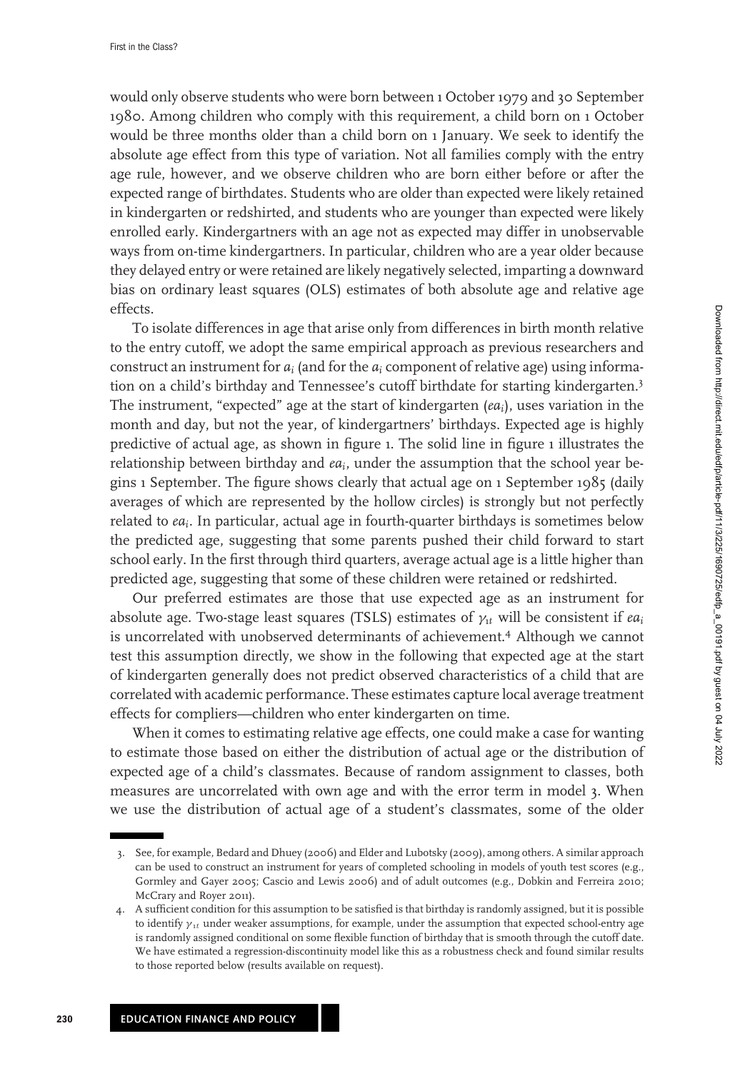would only observe students who were born between 1 October 1979 and 30 September 1980. Among children who comply with this requirement, a child born on 1 October would be three months older than a child born on 1 January. We seek to identify the absolute age effect from this type of variation. Not all families comply with the entry age rule, however, and we observe children who are born either before or after the expected range of birthdates. Students who are older than expected were likely retained in kindergarten or redshirted, and students who are younger than expected were likely enrolled early. Kindergartners with an age not as expected may differ in unobservable ways from on-time kindergartners. In particular, children who are a year older because they delayed entry or were retained are likely negatively selected, imparting a downward bias on ordinary least squares (OLS) estimates of both absolute age and relative age effects.

To isolate differences in age that arise only from differences in birth month relative to the entry cutoff, we adopt the same empirical approach as previous researchers and construct an instrument for $a_i$ (and for the $a_i$ component of relative age) using information on a child's birthday and Tennessee's cutoff birthdate for starting kindergarten.[3] The instrument, "expected" age at the start of kindergarten ($ea_i$), uses variation in the month and day, but not the year, of kindergartners' birthdays. Expected age is highly predictive of actual age, as shown in figure 1. The solid line in figure 1 illustrates the relationship between birthday and $ea_i$, under the assumption that the school year begins 1 September. The figure shows clearly that actual age on 1 September 1985 (daily averages of which are represented by the hollow circles) is strongly but not perfectly related to $ea_i$. In particular, actual age in fourth-quarter birthdays is sometimes below the predicted age, suggesting that some parents pushed their child forward to start school early. In the first through third quarters, average actual age is a little higher than predicted age, suggesting that some of these children were retained or redshirted.

Our preferred estimates are those that use expected age as an instrument for absolute age. Two-stage least squares (TSLS) estimates of $\gamma_{1t}$ will be consistent if $ea_i$ is uncorrelated with unobserved determinants of achievement.[4] Although we cannot test this assumption directly, we show in the following that expected age at the start of kindergarten generally does not predict observed characteristics of a child that are correlated with academic performance. These estimates capture local average treatment effects for compliers—children who enter kindergarten on time.

When it comes to estimating relative age effects, one could make a case for wanting to estimate those based on either the distribution of actual age or the distribution of expected age of a child's classmates. Because of random assignment to classes, both measures are uncorrelated with own age and with the error term in model 3. When we use the distribution of actual age of a student's classmates, some of the older

3. See, for example, Bedard and Dhuey (2006) and Elder and Lubotsky (2009), among others. A similar approach can be used to construct an instrument for years of completed schooling in models of youth test scores (e.g., Gormley and Gayer 2005; Cascio and Lewis 2006) and of adult outcomes (e.g., Dobkin and Ferreira 2010; McCrary and Royer 2011).

4. A sufficient condition for this assumption to be satisfied is that birthday is randomly assigned, but it is possible to identify $\gamma_{1t}$ under weaker assumptions, for example, under the assumption that expected school-entry age is randomly assigned conditional on some flexible function of birthday that is smooth through the cutoff date. We have estimated a regression-discontinuity model like this as a robustness check and found similar results to those reported below (results available on request).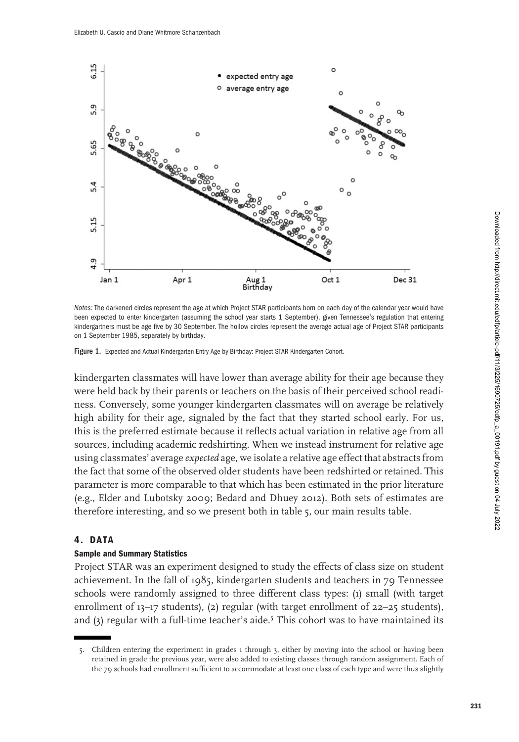*Notes:* The darkened circles represent the age at which Project STAR participants born on each day of the calendar year would have been expected to enter kindergarten (assuming the school year starts 1 September), given Tennessee's regulation that entering kindergartners must be age five by 30 September. The hollow circles represent the average actual age of Project STAR participants on 1 September 1985, separately by birthday.

**Figure 1.** Expected and Actual Kindergarten Entry Age by Birthday: Project STAR Kindergarten Cohort.

kindergarten classmates will have lower than average ability for their age because they were held back by their parents or teachers on the basis of their perceived school readiness. Conversely, some younger kindergarten classmates will on average be relatively high ability for their age, signaled by the fact that they started school early. For us, this is the preferred estimate because it reflects actual variation in relative age from all sources, including academic redshirting. When we instead instrument for relative age using classmates' average *expected* age, we isolate a relative age effect that abstracts from the fact that some of the observed older students have been redshirted or retained. This parameter is more comparable to that which has been estimated in the prior literature (e.g., Elder and Lubotsky 2009; Bedard and Dhuey 2012). Both sets of estimates are therefore interesting, and so we present both in table 5, our main results table.

## 4. DATA

### Sample and Summary Statistics

Project STAR was an experiment designed to study the effects of class size on student achievement. In the fall of 1985, kindergarten students and teachers in 79 Tennessee schools were randomly assigned to three different class types: (1) small (with target enrollment of 13–17 students), (2) regular (with target enrollment of 22–25 students), and (3) regular with a full-time teacher's aide.[5] This cohort was to have maintained its

5. Children entering the experiment in grades 1 through 3, either by moving into the school or having been retained in grade the previous year, were also added to existing classes through random assignment. Each of the 79 schools had enrollment sufficient to accommodate at least one class of each type and were thus slightly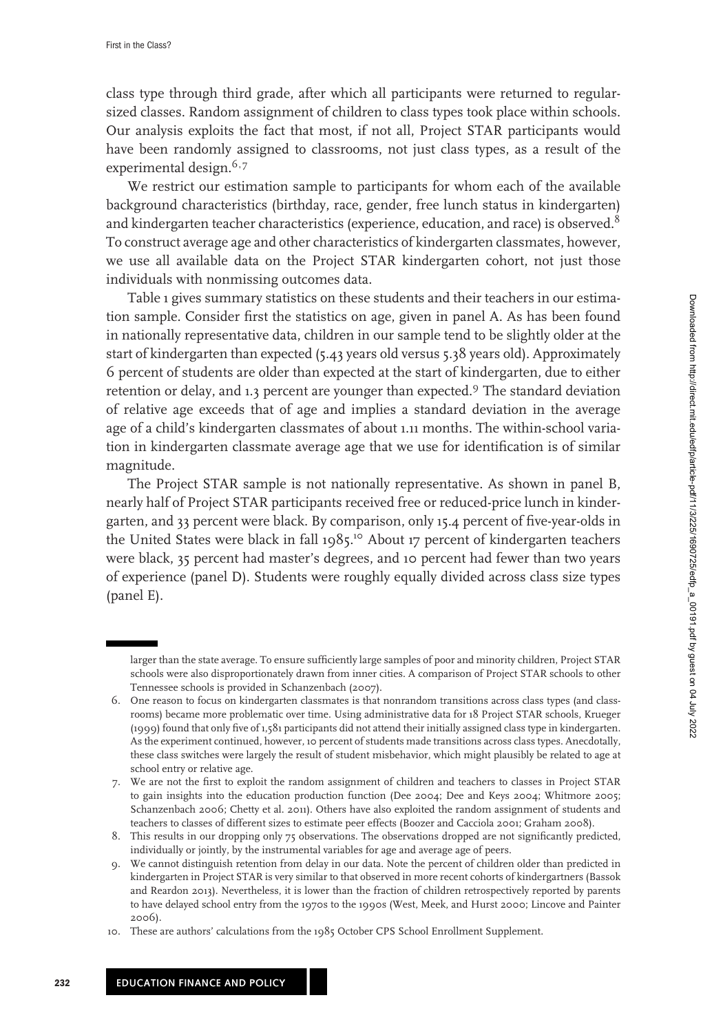class type through third grade, after which all participants were returned to regular-sized classes. Random assignment of children to class types took place within schools. Our analysis exploits the fact that most, if not all, Project STAR participants would have been randomly assigned to classrooms, not just class types, as a result of the experimental design.[6,7]

We restrict our estimation sample to participants for whom each of the available background characteristics (birthday, race, gender, free lunch status in kindergarten) and kindergarten teacher characteristics (experience, education, and race) is observed.[8] To construct average age and other characteristics of kindergarten classmates, however, we use all available data on the Project STAR kindergarten cohort, not just those individuals with nonmissing outcomes data.

Table 1 gives summary statistics on these students and their teachers in our estimation sample. Consider first the statistics on age, given in panel A. As has been found in nationally representative data, children in our sample tend to be slightly older at the start of kindergarten than expected (5.43 years old versus 5.38 years old). Approximately 6 percent of students are older than expected at the start of kindergarten, due to either retention or delay, and 1.3 percent are younger than expected.[9] The standard deviation of relative age exceeds that of age and implies a standard deviation in the average age of a child's kindergarten classmates of about 1.11 months. The within-school variation in kindergarten classmate average age that we use for identification is of similar magnitude.

The Project STAR sample is not nationally representative. As shown in panel B, nearly half of Project STAR participants received free or reduced-price lunch in kindergarten, and 33 percent were black. By comparison, only 15.4 percent of five-year-olds in the United States were black in fall 1985.[10] About 17 percent of kindergarten teachers were black, 35 percent had master's degrees, and 10 percent had fewer than two years of experience (panel D). Students were roughly equally divided across class size types (panel E).

---

larger than the state average. To ensure sufficiently large samples of poor and minority children, Project STAR schools were also disproportionately drawn from inner cities. A comparison of Project STAR schools to other Tennessee schools is provided in Schanzenbach (2007).

6. One reason to focus on kindergarten classmates is that nonrandom transitions across class types (and classrooms) became more problematic over time. Using administrative data for 18 Project STAR schools, Krueger (1999) found that only five of 1,581 participants did not attend their initially assigned class type in kindergarten. As the experiment continued, however, 10 percent of students made transitions across class types. Anecdotally, these class switches were largely the result of student misbehavior, which might plausibly be related to age at school entry or relative age.
7. We are not the first to exploit the random assignment of children and teachers to classes in Project STAR to gain insights into the education production function (Dee 2004; Dee and Keys 2004; Whitmore 2005; Schanzenbach 2006; Chetty et al. 2011). Others have also exploited the random assignment of students and teachers to classes of different sizes to estimate peer effects (Boozer and Cacciola 2001; Graham 2008).
8. This results in our dropping only 75 observations. The observations dropped are not significantly predicted, individually or jointly, by the instrumental variables for age and average age of peers.
9. We cannot distinguish retention from delay in our data. Note the percent of children older than predicted in kindergarten in Project STAR is very similar to that observed in more recent cohorts of kindergartners (Bassok and Reardon 2013). Nevertheless, it is lower than the fraction of children retrospectively reported by parents to have delayed school entry from the 1970s to the 1990s (West, Meek, and Hurst 2000; Lincove and Painter 2006).
10. These are authors' calculations from the 1985 October CPS School Enrollment Supplement.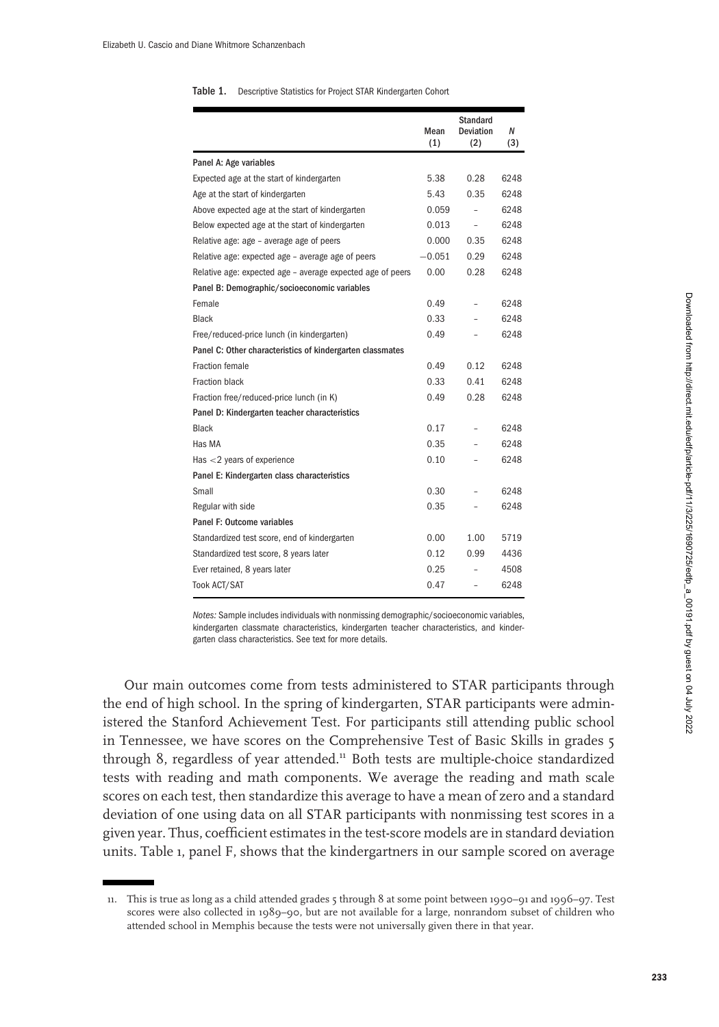**Table 1.** Descriptive Statistics for Project STAR Kindergarten Cohort

| | Mean (1) | Standard Deviation (2) | N (3) |
|---|---|---|---|
| **Panel A: Age variables** | | | |
| Expected age at the start of kindergarten | 5.38 | 0.28 | 6248 |
| Age at the start of kindergarten | 5.43 | 0.35 | 6248 |
| Above expected age at the start of kindergarten | 0.059 | – | 6248 |
| Below expected age at the start of kindergarten | 0.013 | – | 6248 |
| Relative age: age – average age of peers | 0.000 | 0.35 | 6248 |
| Relative age: expected age – average age of peers | −0.051 | 0.29 | 6248 |
| Relative age: expected age – average expected age of peers | 0.00 | 0.28 | 6248 |
| **Panel B: Demographic/socioeconomic variables** | | | |
| Female | 0.49 | – | 6248 |
| Black | 0.33 | – | 6248 |
| Free/reduced-price lunch (in kindergarten) | 0.49 | – | 6248 |
| **Panel C: Other characteristics of kindergarten classmates** | | | |
| Fraction female | 0.49 | 0.12 | 6248 |
| Fraction black | 0.33 | 0.41 | 6248 |
| Fraction free/reduced-price lunch (in K) | 0.49 | 0.28 | 6248 |
| **Panel D: Kindergarten teacher characteristics** | | | |
| Black | 0.17 | – | 6248 |
| Has MA | 0.35 | – | 6248 |
| Has <2 years of experience | 0.10 | – | 6248 |
| **Panel E: Kindergarten class characteristics** | | | |
| Small | 0.30 | – | 6248 |
| Regular with side | 0.35 | – | 6248 |
| **Panel F: Outcome variables** | | | |
| Standardized test score, end of kindergarten | 0.00 | 1.00 | 5719 |
| Standardized test score, 8 years later | 0.12 | 0.99 | 4436 |
| Ever retained, 8 years later | 0.25 | – | 4508 |
| Took ACT/SAT | 0.47 | – | 6248 |

*Notes:* Sample includes individuals with nonmissing demographic/socioeconomic variables, kindergarten classmate characteristics, kindergarten teacher characteristics, and kindergarten class characteristics. See text for more details.

Our main outcomes come from tests administered to STAR participants through the end of high school. In the spring of kindergarten, STAR participants were administered the Stanford Achievement Test. For participants still attending public school in Tennessee, we have scores on the Comprehensive Test of Basic Skills in grades 5 through 8, regardless of year attended.[11] Both tests are multiple-choice standardized tests with reading and math components. We average the reading and math scale scores on each test, then standardize this average to have a mean of zero and a standard deviation of one using data on all STAR participants with nonmissing test scores in a given year. Thus, coefficient estimates in the test-score models are in standard deviation units. Table 1, panel F, shows that the kindergartners in our sample scored on average

11. This is true as long as a child attended grades 5 through 8 at some point between 1990–91 and 1996–97. Test scores were also collected in 1989–90, but are not available for a large, nonrandom subset of children who attended school in Memphis because the tests were not universally given there in that year.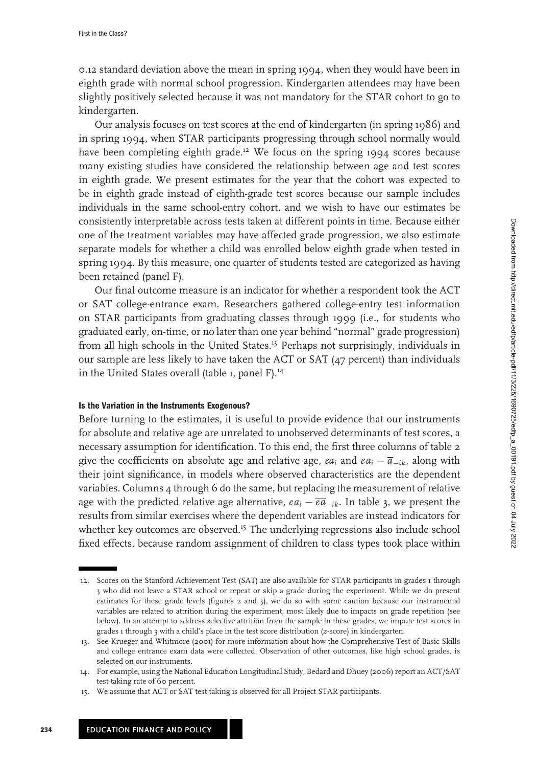0.12 standard deviation above the mean in spring 1994, when they would have been in eighth grade with normal school progression. Kindergarten attendees may have been slightly positively selected because it was not mandatory for the STAR cohort to go to kindergarten.

Our analysis focuses on test scores at the end of kindergarten (in spring 1986) and in spring 1994, when STAR participants progressing through school normally would have been completing eighth grade.[12] We focus on the spring 1994 scores because many existing studies have considered the relationship between age and test scores in eighth grade. We present estimates for the year that the cohort was expected to be in eighth grade instead of eighth-grade test scores because our sample includes individuals in the same school-entry cohort, and we wish to have our estimates be consistently interpretable across tests taken at different points in time. Because either one of the treatment variables may have affected grade progression, we also estimate separate models for whether a child was enrolled below eighth grade when tested in spring 1994. By this measure, one quarter of students tested are categorized as having been retained (panel F).

Our final outcome measure is an indicator for whether a respondent took the ACT or SAT college-entrance exam. Researchers gathered college-entry test information on STAR participants from graduating classes through 1999 (i.e., for students who graduated early, on-time, or no later than one year behind "normal" grade progression) from all high schools in the United States.[13] Perhaps not surprisingly, individuals in our sample are less likely to have taken the ACT or SAT (47 percent) than individuals in the United States overall (table 1, panel F).[14]

#### Is the Variation in the Instruments Exogenous?

Before turning to the estimates, it is useful to provide evidence that our instruments for absolute and relative age are unrelated to unobserved determinants of test scores, a necessary assumption for identification. To this end, the first three columns of table 2 give the coefficients on absolute age and relative age, $ea_i$ and $ea_i - \overline{a}_{-ik}$, along with their joint significance, in models where observed characteristics are the dependent variables. Columns 4 through 6 do the same, but replacing the measurement of relative age with the predicted relative age alternative, $ea_i - \overline{ea}_{-ik}$. In table 3, we present the results from similar exercises where the dependent variables are instead indicators for whether key outcomes are observed.[15] The underlying regressions also include school fixed effects, because random assignment of children to class types took place within

12. Scores on the Stanford Achievement Test (SAT) are also available for STAR participants in grades 1 through 3 who did not leave a STAR school or repeat or skip a grade during the experiment. While we do present estimates for these grade levels (figures 2 and 3), we do so with some caution because our instrumental variables are related to attrition during the experiment, most likely due to impacts on grade repetition (see below). In an attempt to address selective attrition from the sample in these grades, we impute test scores in grades 1 through 3 with a child's place in the test score distribution (z-score) in kindergarten.

13. See Krueger and Whitmore (2001) for more information about how the Comprehensive Test of Basic Skills and college entrance exam data were collected. Observation of other outcomes, like high school grades, is selected on our instruments.

14. For example, using the National Education Longitudinal Study, Bedard and Dhuey (2006) report an ACT/SAT test-taking rate of 60 percent.

15. We assume that ACT or SAT test-taking is observed for all Project STAR participants.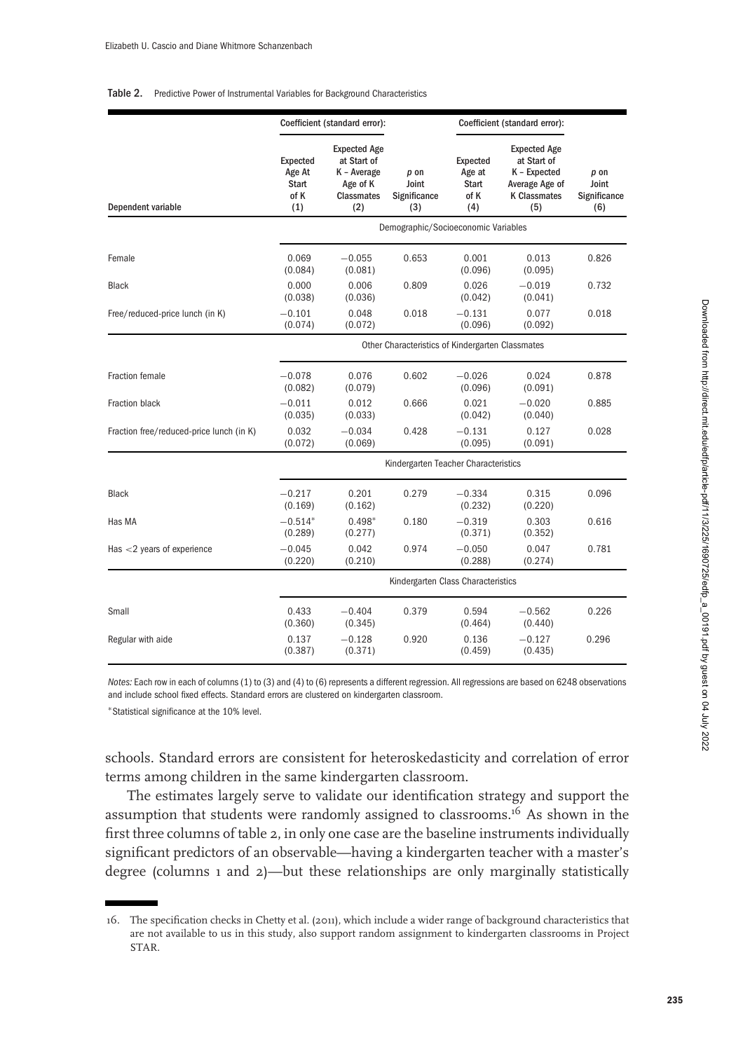**Table 2.** Predictive Power of Instrumental Variables for Background Characteristics

| | Coefficient (standard error): | | | Coefficient (standard error): | | |
|---|---|---|---|---|---|---|
| Dependent variable | Expected Age At Start of K (1) | Expected Age at Start of K – Average Age of K Classmates (2) | $p$ on Joint Significance (3) | Expected Age at Start of K (4) | Expected Age at Start of K – Expected Average Age of K Classmates (5) | $p$ on Joint Significance (6) |
| | Demographic/Socioeconomic Variables | | | | | |
| Female | 0.069 (0.084) | −0.055 (0.081) | 0.653 | 0.001 (0.096) | 0.013 (0.095) | 0.826 |
| Black | 0.000 (0.038) | 0.006 (0.036) | 0.809 | 0.026 (0.042) | −0.019 (0.041) | 0.732 |
| Free/reduced-price lunch (in K) | −0.101 (0.074) | 0.048 (0.072) | 0.018 | −0.131 (0.096) | 0.077 (0.092) | 0.018 |
| | Other Characteristics of Kindergarten Classmates | | | | | |
| Fraction female | −0.078 (0.082) | 0.076 (0.079) | 0.602 | −0.026 (0.096) | 0.024 (0.091) | 0.878 |
| Fraction black | −0.011 (0.035) | 0.012 (0.033) | 0.666 | 0.021 (0.042) | −0.020 (0.040) | 0.885 |
| Fraction free/reduced-price lunch (in K) | 0.032 (0.072) | −0.034 (0.069) | 0.428 | −0.131 (0.095) | 0.127 (0.091) | 0.028 |
| | Kindergarten Teacher Characteristics | | | | | |
| Black | −0.217 (0.169) | 0.201 (0.162) | 0.279 | −0.334 (0.232) | 0.315 (0.220) | 0.096 |
| Has MA | −0.514* (0.289) | 0.498* (0.277) | 0.180 | −0.319 (0.371) | 0.303 (0.352) | 0.616 |
| Has <2 years of experience | −0.045 (0.220) | 0.042 (0.210) | 0.974 | −0.050 (0.288) | 0.047 (0.274) | 0.781 |
| | Kindergarten Class Characteristics | | | | | |
| Small | 0.433 (0.360) | −0.404 (0.345) | 0.379 | 0.594 (0.464) | −0.562 (0.440) | 0.226 |
| Regular with aide | 0.137 (0.387) | −0.128 (0.371) | 0.920 | 0.136 (0.459) | −0.127 (0.435) | 0.296 |

*Notes:* Each row in each of columns (1) to (3) and (4) to (6) represents a different regression. All regressions are based on 6248 observations and include school fixed effects. Standard errors are clustered on kindergarten classroom.

*Statistical significance at the 10% level.

schools. Standard errors are consistent for heteroskedasticity and correlation of error terms among children in the same kindergarten classroom.

The estimates largely serve to validate our identification strategy and support the assumption that students were randomly assigned to classrooms.[16] As shown in the first three columns of table 2, in only one case are the baseline instruments individually significant predictors of an observable—having a kindergarten teacher with a master's degree (columns 1 and 2)—but these relationships are only marginally statistically

16. The specification checks in Chetty et al. (2011), which include a wider range of background characteristics that are not available to us in this study, also support random assignment to kindergarten classrooms in Project STAR.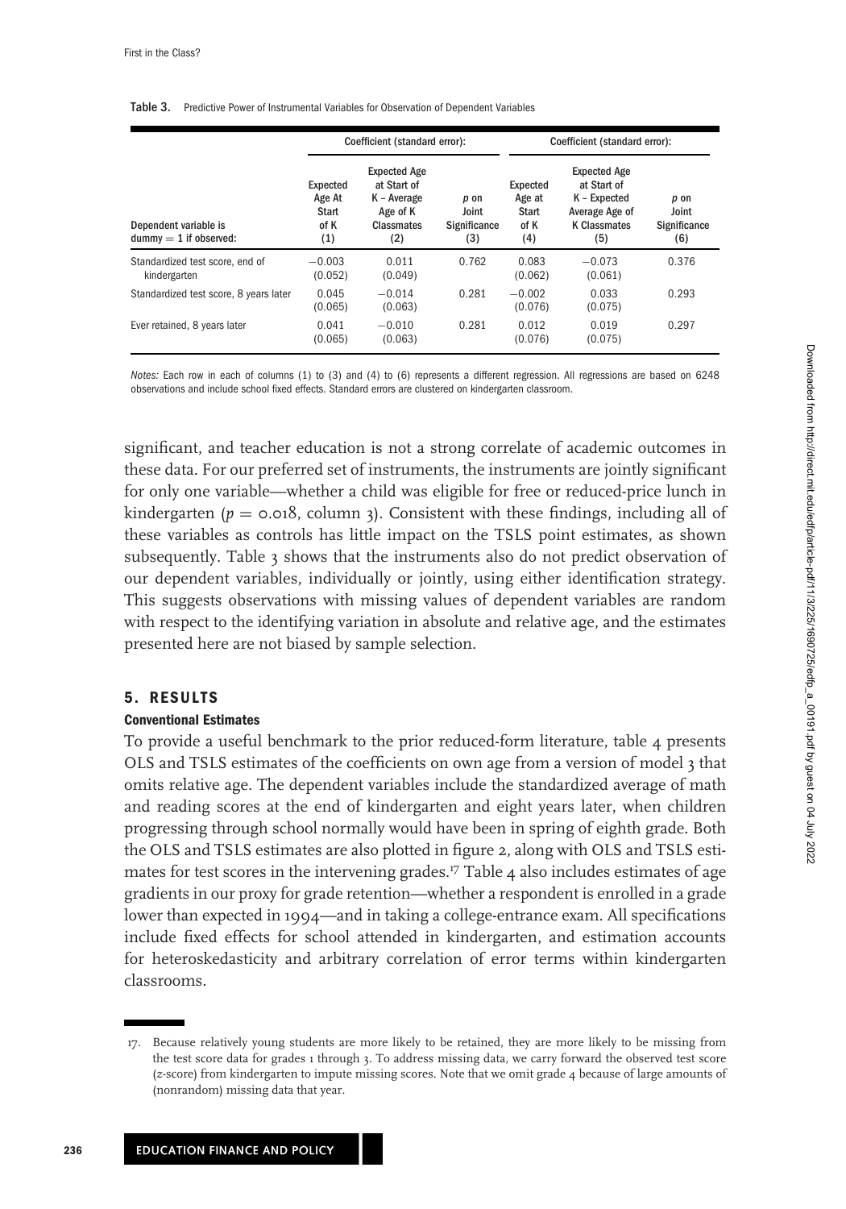**Table 3.** Predictive Power of Instrumental Variables for Observation of Dependent Variables

| | Coefficient (standard error): | | | Coefficient (standard error): | | |
|---|---|---|---|---|---|---|
| Dependent variable is dummy = 1 if observed: | Expected Age At Start of K (1) | Expected Age at Start of K – Average Age of K Classmates (2) | *p* on Joint Significance (3) | Expected Age at Start of K (4) | Expected Age at Start of K – Expected Average Age of K Classmates (5) | *p* on Joint Significance (6) |
| Standardized test score, end of kindergarten | −0.003 (0.052) | 0.011 (0.049) | 0.762 | 0.083 (0.062) | −0.073 (0.061) | 0.376 |
| Standardized test score, 8 years later | 0.045 (0.065) | −0.014 (0.063) | 0.281 | −0.002 (0.076) | 0.033 (0.075) | 0.293 |
| Ever retained, 8 years later | 0.041 (0.065) | −0.010 (0.063) | 0.281 | 0.012 (0.076) | 0.019 (0.075) | 0.297 |

*Notes:* Each row in each of columns (1) to (3) and (4) to (6) represents a different regression. All regressions are based on 6248 observations and include school fixed effects. Standard errors are clustered on kindergarten classroom.

significant, and teacher education is not a strong correlate of academic outcomes in these data. For our preferred set of instruments, the instruments are jointly significant for only one variable—whether a child was eligible for free or reduced-price lunch in kindergarten ($p = 0.018$, column 3). Consistent with these findings, including all of these variables as controls has little impact on the TSLS point estimates, as shown subsequently. Table 3 shows that the instruments also do not predict observation of our dependent variables, individually or jointly, using either identification strategy. This suggests observations with missing values of dependent variables are random with respect to the identifying variation in absolute and relative age, and the estimates presented here are not biased by sample selection.

## 5. RESULTS

### Conventional Estimates

To provide a useful benchmark to the prior reduced-form literature, table 4 presents OLS and TSLS estimates of the coefficients on own age from a version of model 3 that omits relative age. The dependent variables include the standardized average of math and reading scores at the end of kindergarten and eight years later, when children progressing through school normally would have been in spring of eighth grade. Both the OLS and TSLS estimates are also plotted in figure 2, along with OLS and TSLS estimates for test scores in the intervening grades.[17] Table 4 also includes estimates of age gradients in our proxy for grade retention—whether a respondent is enrolled in a grade lower than expected in 1994—and in taking a college-entrance exam. All specifications include fixed effects for school attended in kindergarten, and estimation accounts for heteroskedasticity and arbitrary correlation of error terms within kindergarten classrooms.

17. Because relatively young students are more likely to be retained, they are more likely to be missing from the test score data for grades 1 through 3. To address missing data, we carry forward the observed test score (*z*-score) from kindergarten to impute missing scores. Note that we omit grade 4 because of large amounts of (nonrandom) missing data that year.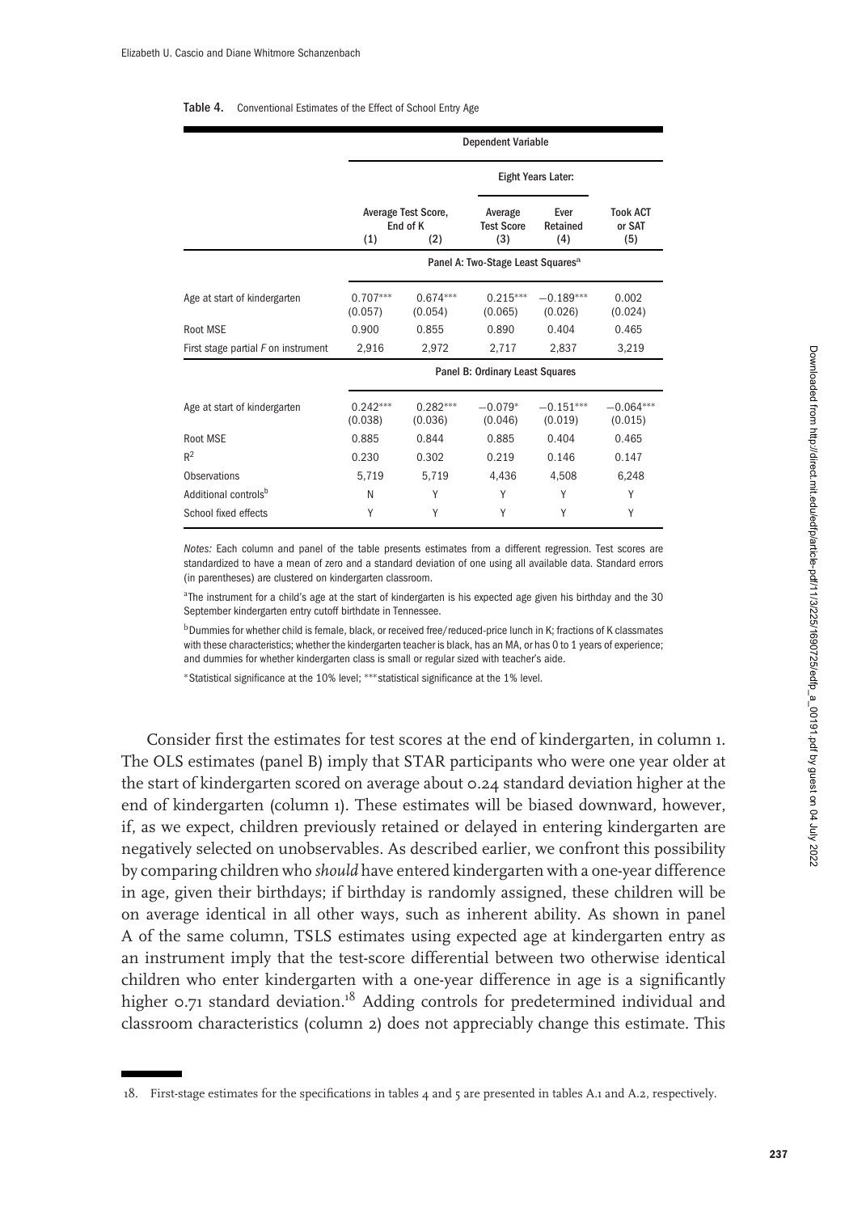**Table 4.** Conventional Estimates of the Effect of School Entry Age

| | Dependent Variable | | | | |
|---|---|---|---|---|---|
| | | | Eight Years Later: | | |
| | Average Test Score, End of K | | Average Test Score | Ever Retained | Took ACT or SAT |
| | (1) | (2) | (3) | (4) | (5) |
| | Panel A: Two-Stage Least Squares[a] | | | | |
| Age at start of kindergarten | 0.707*** (0.057) | 0.674*** (0.054) | 0.215*** (0.065) | −0.189*** (0.026) | 0.002 (0.024) |
| Root MSE | 0.900 | 0.855 | 0.890 | 0.404 | 0.465 |
| First stage partial *F* on instrument | 2,916 | 2,972 | 2,717 | 2,837 | 3,219 |
| | Panel B: Ordinary Least Squares | | | | |
| Age at start of kindergarten | 0.242*** (0.038) | 0.282*** (0.036) | −0.079* (0.046) | −0.151*** (0.019) | −0.064*** (0.015) |
| Root MSE | 0.885 | 0.844 | 0.885 | 0.404 | 0.465 |
| $R^2$ | 0.230 | 0.302 | 0.219 | 0.146 | 0.147 |
| Observations | 5,719 | 5,719 | 4,436 | 4,508 | 6,248 |
| Additional controls[b] | N | Y | Y | Y | Y |
| School fixed effects | Y | Y | Y | Y | Y |

*Notes:* Each column and panel of the table presents estimates from a different regression. Test scores are standardized to have a mean of zero and a standard deviation of one using all available data. Standard errors (in parentheses) are clustered on kindergarten classroom.

[a]The instrument for a child's age at the start of kindergarten is his expected age given his birthday and the 30 September kindergarten entry cutoff birthdate in Tennessee.

[b]Dummies for whether child is female, black, or received free/reduced-price lunch in K; fractions of K classmates with these characteristics; whether the kindergarten teacher is black, has an MA, or has 0 to 1 years of experience; and dummies for whether kindergarten class is small or regular sized with teacher's aide.

*Statistical significance at the 10% level; ***statistical significance at the 1% level.

Consider first the estimates for test scores at the end of kindergarten, in column 1. The OLS estimates (panel B) imply that STAR participants who were one year older at the start of kindergarten scored on average about 0.24 standard deviation higher at the end of kindergarten (column 1). These estimates will be biased downward, however, if, as we expect, children previously retained or delayed in entering kindergarten are negatively selected on unobservables. As described earlier, we confront this possibility by comparing children who *should* have entered kindergarten with a one-year difference in age, given their birthdays; if birthday is randomly assigned, these children will be on average identical in all other ways, such as inherent ability. As shown in panel A of the same column, TSLS estimates using expected age at kindergarten entry as an instrument imply that the test-score differential between two otherwise identical children who enter kindergarten with a one-year difference in age is a significantly higher 0.71 standard deviation.[18] Adding controls for predetermined individual and classroom characteristics (column 2) does not appreciably change this estimate. This

18. First-stage estimates for the specifications in tables 4 and 5 are presented in tables A.1 and A.2, respectively.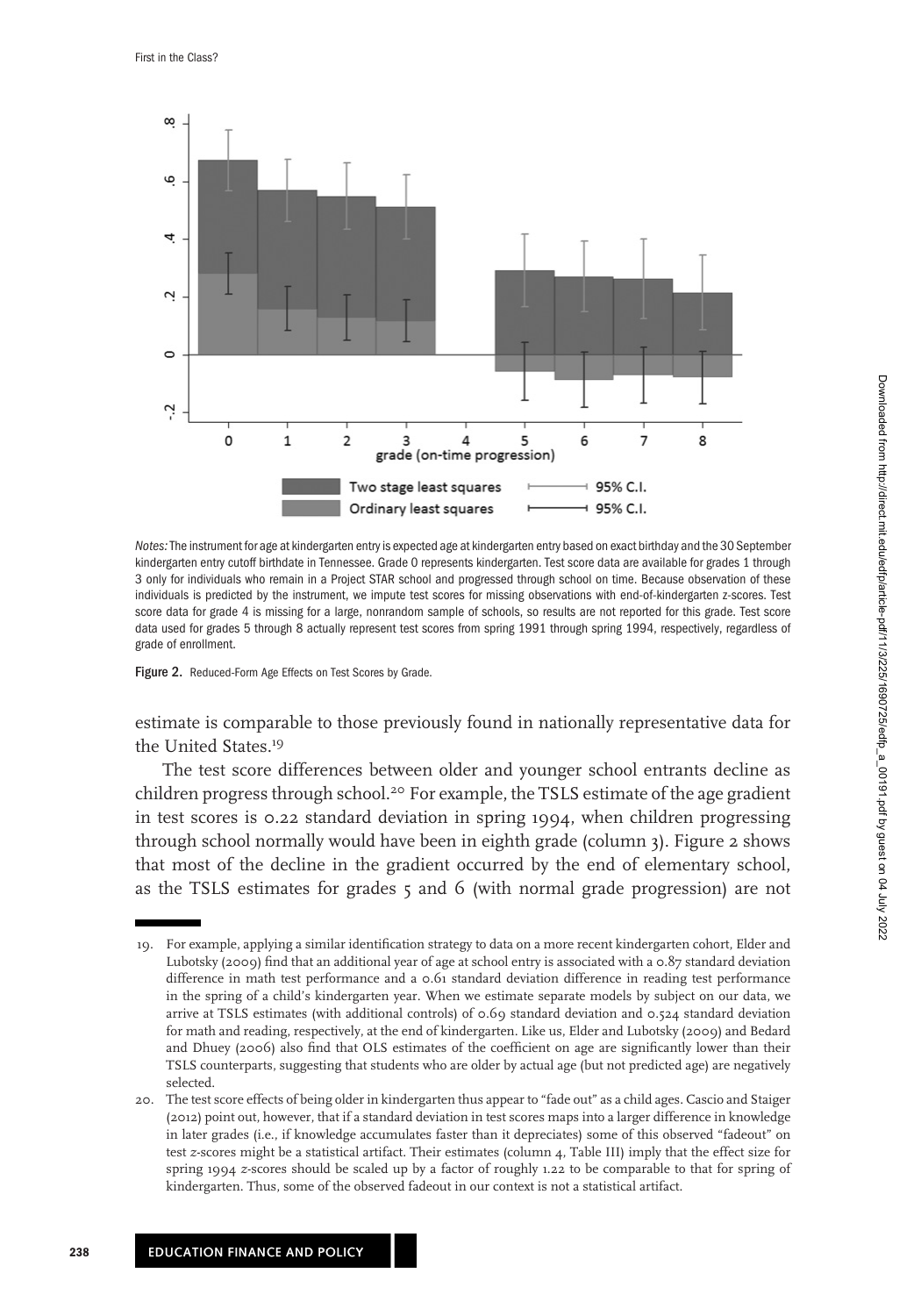*Notes:* The instrument for age at kindergarten entry is expected age at kindergarten entry based on exact birthday and the 30 September kindergarten entry cutoff birthdate in Tennessee. Grade 0 represents kindergarten. Test score data are available for grades 1 through 3 only for individuals who remain in a Project STAR school and progressed through school on time. Because observation of these individuals is predicted by the instrument, we impute test scores for missing observations with end-of-kindergarten z-scores. Test score data for grade 4 is missing for a large, nonrandom sample of schools, so results are not reported for this grade. Test score data used for grades 5 through 8 actually represent test scores from spring 1991 through spring 1994, respectively, regardless of grade of enrollment.

**Figure 2.** Reduced-Form Age Effects on Test Scores by Grade.

estimate is comparable to those previously found in nationally representative data for the United States.[19]

The test score differences between older and younger school entrants decline as children progress through school.[20] For example, the TSLS estimate of the age gradient in test scores is 0.22 standard deviation in spring 1994, when children progressing through school normally would have been in eighth grade (column 3). Figure 2 shows that most of the decline in the gradient occurred by the end of elementary school, as the TSLS estimates for grades 5 and 6 (with normal grade progression) are not

---

19. For example, applying a similar identification strategy to data on a more recent kindergarten cohort, Elder and Lubotsky (2009) find that an additional year of age at school entry is associated with a 0.87 standard deviation difference in math test performance and a 0.61 standard deviation difference in reading test performance in the spring of a child's kindergarten year. When we estimate separate models by subject on our data, we arrive at TSLS estimates (with additional controls) of 0.69 standard deviation and 0.524 standard deviation for math and reading, respectively, at the end of kindergarten. Like us, Elder and Lubotsky (2009) and Bedard and Dhuey (2006) also find that OLS estimates of the coefficient on age are significantly lower than their TSLS counterparts, suggesting that students who are older by actual age (but not predicted age) are negatively selected.

20. The test score effects of being older in kindergarten thus appear to "fade out" as a child ages. Cascio and Staiger (2012) point out, however, that if a standard deviation in test scores maps into a larger difference in knowledge in later grades (i.e., if knowledge accumulates faster than it depreciates) some of this observed "fadeout" on test z-scores might be a statistical artifact. Their estimates (column 4, Table III) imply that the effect size for spring 1994 z-scores should be scaled up by a factor of roughly 1.22 to be comparable to that for spring of kindergarten. Thus, some of the observed fadeout in our context is not a statistical artifact.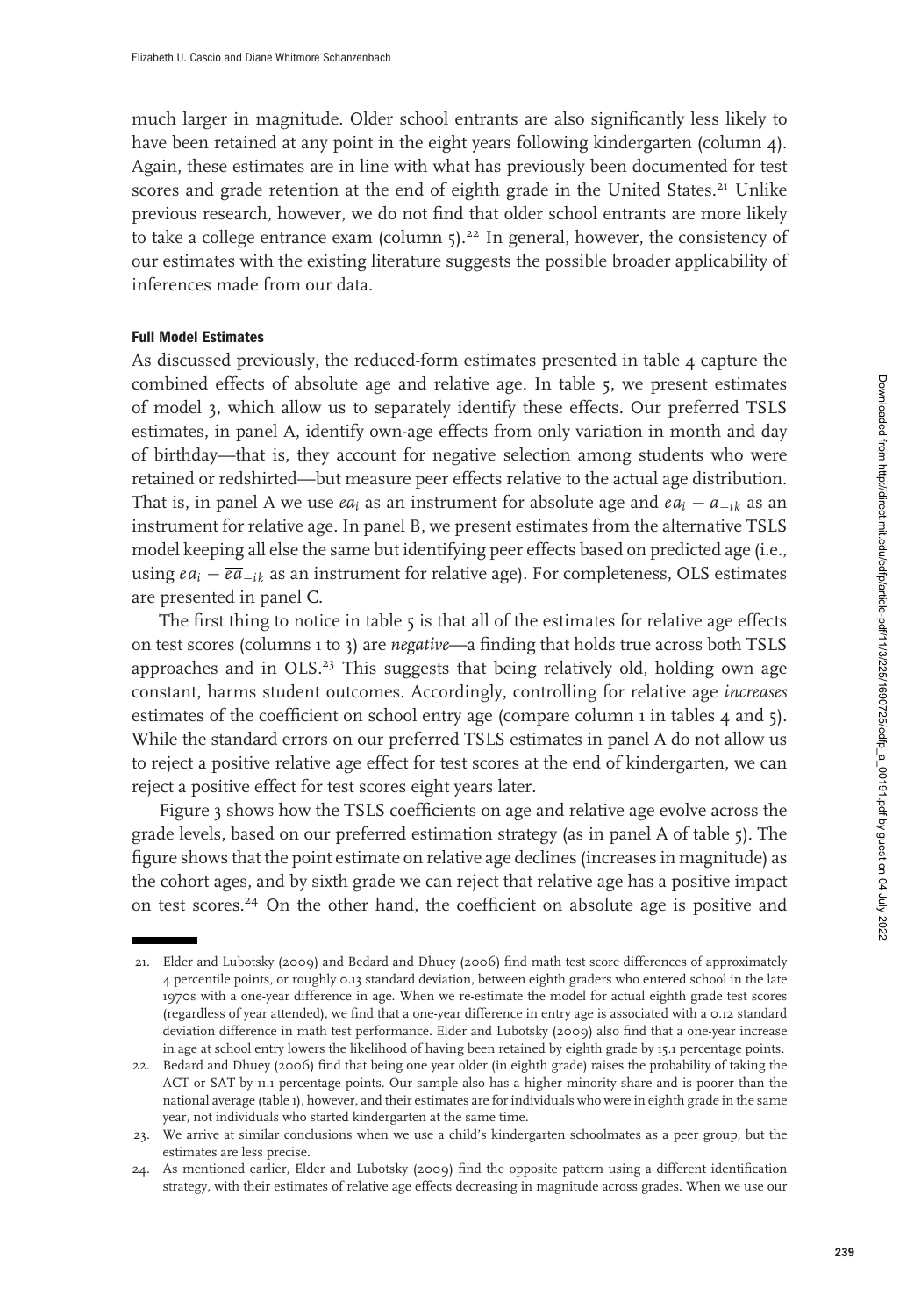much larger in magnitude. Older school entrants are also significantly less likely to have been retained at any point in the eight years following kindergarten (column 4). Again, these estimates are in line with what has previously been documented for test scores and grade retention at the end of eighth grade in the United States.[21] Unlike previous research, however, we do not find that older school entrants are more likely to take a college entrance exam (column 5).[22] In general, however, the consistency of our estimates with the existing literature suggests the possible broader applicability of inferences made from our data.

### Full Model Estimates

As discussed previously, the reduced-form estimates presented in table 4 capture the combined effects of absolute age and relative age. In table 5, we present estimates of model 3, which allow us to separately identify these effects. Our preferred TSLS estimates, in panel A, identify own-age effects from only variation in month and day of birthday—that is, they account for negative selection among students who were retained or redshirted—but measure peer effects relative to the actual age distribution. That is, in panel A we use $ea_i$ as an instrument for absolute age and $ea_i - \overline{a}_{-ik}$ as an instrument for relative age. In panel B, we present estimates from the alternative TSLS model keeping all else the same but identifying peer effects based on predicted age (i.e., using $ea_i - \overline{ea}_{-ik}$ as an instrument for relative age). For completeness, OLS estimates are presented in panel C.

The first thing to notice in table 5 is that all of the estimates for relative age effects on test scores (columns 1 to 3) are *negative*—a finding that holds true across both TSLS approaches and in OLS.[23] This suggests that being relatively old, holding own age constant, harms student outcomes. Accordingly, controlling for relative age *increases* estimates of the coefficient on school entry age (compare column 1 in tables 4 and 5). While the standard errors on our preferred TSLS estimates in panel A do not allow us to reject a positive relative age effect for test scores at the end of kindergarten, we can reject a positive effect for test scores eight years later.

Figure 3 shows how the TSLS coefficients on age and relative age evolve across the grade levels, based on our preferred estimation strategy (as in panel A of table 5). The figure shows that the point estimate on relative age declines (increases in magnitude) as the cohort ages, and by sixth grade we can reject that relative age has a positive impact on test scores.[24] On the other hand, the coefficient on absolute age is positive and

---

21. Elder and Lubotsky (2009) and Bedard and Dhuey (2006) find math test score differences of approximately 4 percentile points, or roughly 0.13 standard deviation, between eighth graders who entered school in the late 1970s with a one-year difference in age. When we re-estimate the model for actual eighth grade test scores (regardless of year attended), we find that a one-year difference in entry age is associated with a 0.12 standard deviation difference in math test performance. Elder and Lubotsky (2009) also find that a one-year increase in age at school entry lowers the likelihood of having been retained by eighth grade by 15.1 percentage points.

22. Bedard and Dhuey (2006) find that being one year older (in eighth grade) raises the probability of taking the ACT or SAT by 11.1 percentage points. Our sample also has a higher minority share and is poorer than the national average (table 1), however, and their estimates are for individuals who were in eighth grade in the same year, not individuals who started kindergarten at the same time.

23. We arrive at similar conclusions when we use a child's kindergarten schoolmates as a peer group, but the estimates are less precise.

24. As mentioned earlier, Elder and Lubotsky (2009) find the opposite pattern using a different identification strategy, with their estimates of relative age effects decreasing in magnitude across grades. When we use our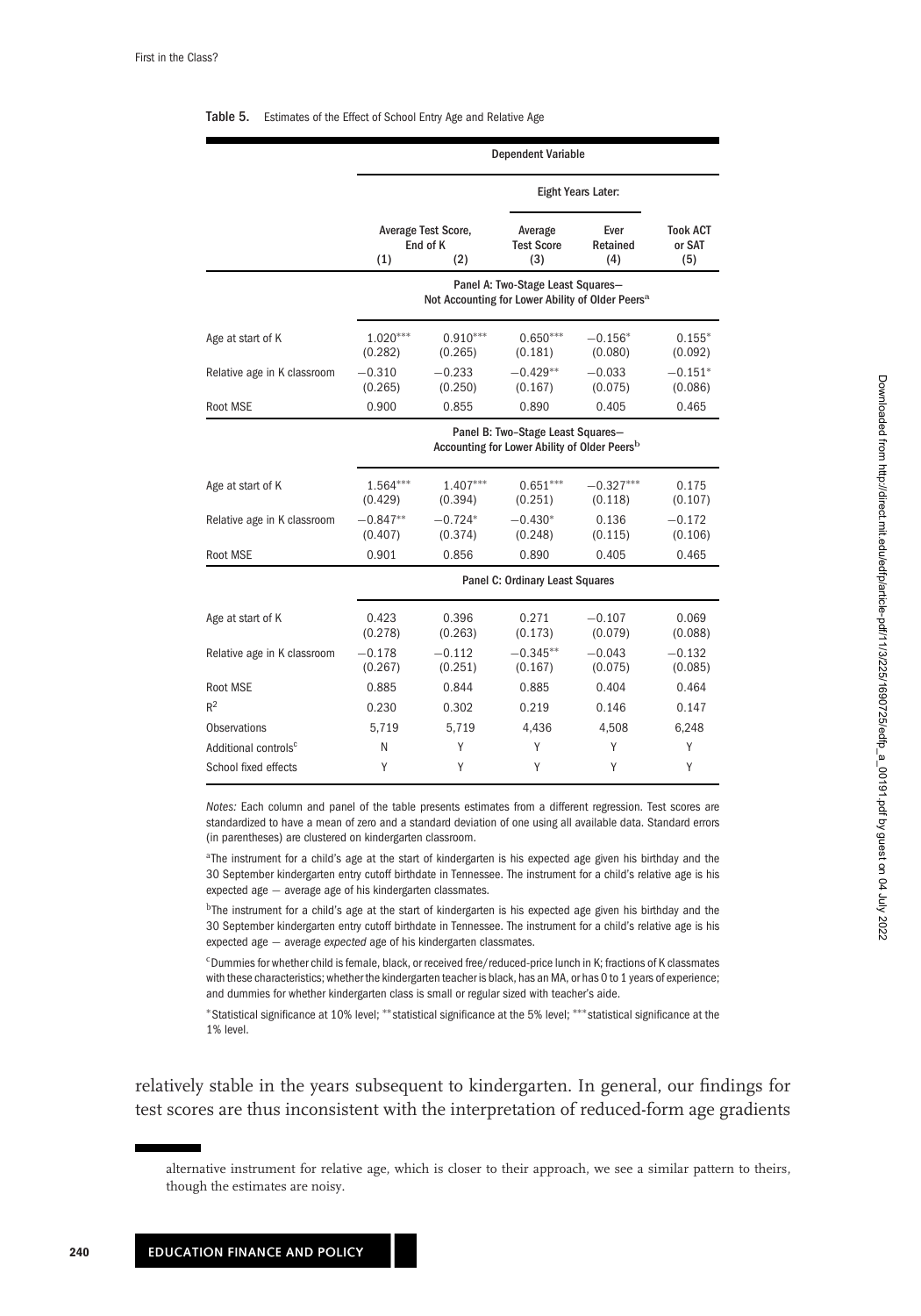**Table 5.** Estimates of the Effect of School Entry Age and Relative Age

| | Dependent Variable | | | | |
|---|---|---|---|---|---|
| | | | Eight Years Later: | | |
| | Average Test Score, End of K (1) | Average Test Score, End of K (2) | Average Test Score (3) | Ever Retained (4) | Took ACT or SAT (5) |
| | **Panel A: Two-Stage Least Squares—Not Accounting for Lower Ability of Older Peers[a]** | | | | |
| Age at start of K | 1.020*** | 0.910*** | 0.650*** | −0.156* | 0.155* |
| | (0.282) | (0.265) | (0.181) | (0.080) | (0.092) |
| Relative age in K classroom | −0.310 | −0.233 | −0.429** | −0.033 | −0.151* |
| | (0.265) | (0.250) | (0.167) | (0.075) | (0.086) |
| Root MSE | 0.900 | 0.855 | 0.890 | 0.405 | 0.465 |
| | **Panel B: Two-Stage Least Squares—Accounting for Lower Ability of Older Peers[b]** | | | | |
| Age at start of K | 1.564*** | 1.407*** | 0.651*** | −0.327*** | 0.175 |
| | (0.429) | (0.394) | (0.251) | (0.118) | (0.107) |
| Relative age in K classroom | −0.847** | −0.724* | −0.430* | 0.136 | −0.172 |
| | (0.407) | (0.374) | (0.248) | (0.115) | (0.106) |
| Root MSE | 0.901 | 0.856 | 0.890 | 0.405 | 0.465 |
| | **Panel C: Ordinary Least Squares** | | | | |
| Age at start of K | 0.423 | 0.396 | 0.271 | −0.107 | 0.069 |
| | (0.278) | (0.263) | (0.173) | (0.079) | (0.088) |
| Relative age in K classroom | −0.178 | −0.112 | −0.345** | −0.043 | −0.132 |
| | (0.267) | (0.251) | (0.167) | (0.075) | (0.085) |
| Root MSE | 0.885 | 0.844 | 0.885 | 0.404 | 0.464 |
| $R^2$ | 0.230 | 0.302 | 0.219 | 0.146 | 0.147 |
| Observations | 5,719 | 5,719 | 4,436 | 4,508 | 6,248 |
| Additional controls[c] | N | Y | Y | Y | Y |
| School fixed effects | Y | Y | Y | Y | Y |

*Notes:* Each column and panel of the table presents estimates from a different regression. Test scores are standardized to have a mean of zero and a standard deviation of one using all available data. Standard errors (in parentheses) are clustered on kindergarten classroom.

[a]The instrument for a child's age at the start of kindergarten is his expected age given his birthday and the 30 September kindergarten entry cutoff birthdate in Tennessee. The instrument for a child's relative age is his expected age − average age of his kindergarten classmates.

[b]The instrument for a child's age at the start of kindergarten is his expected age given his birthday and the 30 September kindergarten entry cutoff birthdate in Tennessee. The instrument for a child's relative age is his expected age − average *expected* age of his kindergarten classmates.

[c]Dummies for whether child is female, black, or received free/reduced-price lunch in K; fractions of K classmates with these characteristics; whether the kindergarten teacher is black, has an MA, or has 0 to 1 years of experience; and dummies for whether kindergarten class is small or regular sized with teacher's aide.

*Statistical significance at 10% level; **statistical significance at the 5% level; ***statistical significance at the 1% level.

relatively stable in the years subsequent to kindergarten. In general, our findings for test scores are thus inconsistent with the interpretation of reduced-form age gradients

alternative instrument for relative age, which is closer to their approach, we see a similar pattern to theirs, though the estimates are noisy.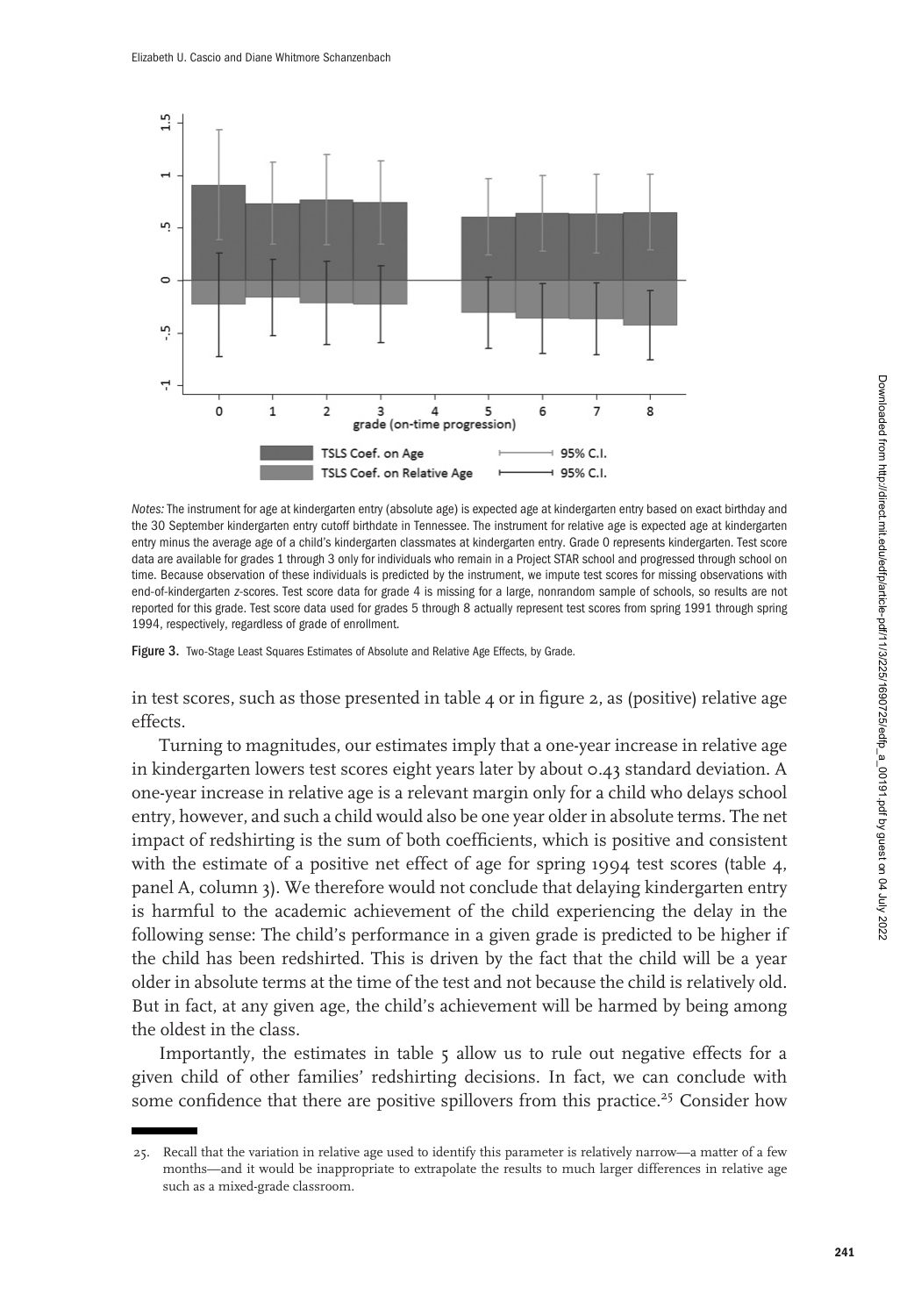*Notes:* The instrument for age at kindergarten entry (absolute age) is expected age at kindergarten entry based on exact birthday and the 30 September kindergarten entry cutoff birthdate in Tennessee. The instrument for relative age is expected age at kindergarten entry minus the average age of a child's kindergarten classmates at kindergarten entry. Grade 0 represents kindergarten. Test score data are available for grades 1 through 3 only for individuals who remain in a Project STAR school and progressed through school on time. Because observation of these individuals is predicted by the instrument, we impute test scores for missing observations with end-of-kindergarten *z*-scores. Test score data for grade 4 is missing for a large, nonrandom sample of schools, so results are not reported for this grade. Test score data used for grades 5 through 8 actually represent test scores from spring 1991 through spring 1994, respectively, regardless of grade of enrollment.

**Figure 3.** Two-Stage Least Squares Estimates of Absolute and Relative Age Effects, by Grade.

in test scores, such as those presented in table 4 or in figure 2, as (positive) relative age effects.

Turning to magnitudes, our estimates imply that a one-year increase in relative age in kindergarten lowers test scores eight years later by about 0.43 standard deviation. A one-year increase in relative age is a relevant margin only for a child who delays school entry, however, and such a child would also be one year older in absolute terms. The net impact of redshirting is the sum of both coefficients, which is positive and consistent with the estimate of a positive net effect of age for spring 1994 test scores (table 4, panel A, column 3). We therefore would not conclude that delaying kindergarten entry is harmful to the academic achievement of the child experiencing the delay in the following sense: The child's performance in a given grade is predicted to be higher if the child has been redshirted. This is driven by the fact that the child will be a year older in absolute terms at the time of the test and not because the child is relatively old. But in fact, at any given age, the child's achievement will be harmed by being among the oldest in the class.

Importantly, the estimates in table 5 allow us to rule out negative effects for a given child of other families' redshirting decisions. In fact, we can conclude with some confidence that there are positive spillovers from this practice.[25] Consider how

25. Recall that the variation in relative age used to identify this parameter is relatively narrow—a matter of a few months—and it would be inappropriate to extrapolate the results to much larger differences in relative age such as a mixed-grade classroom.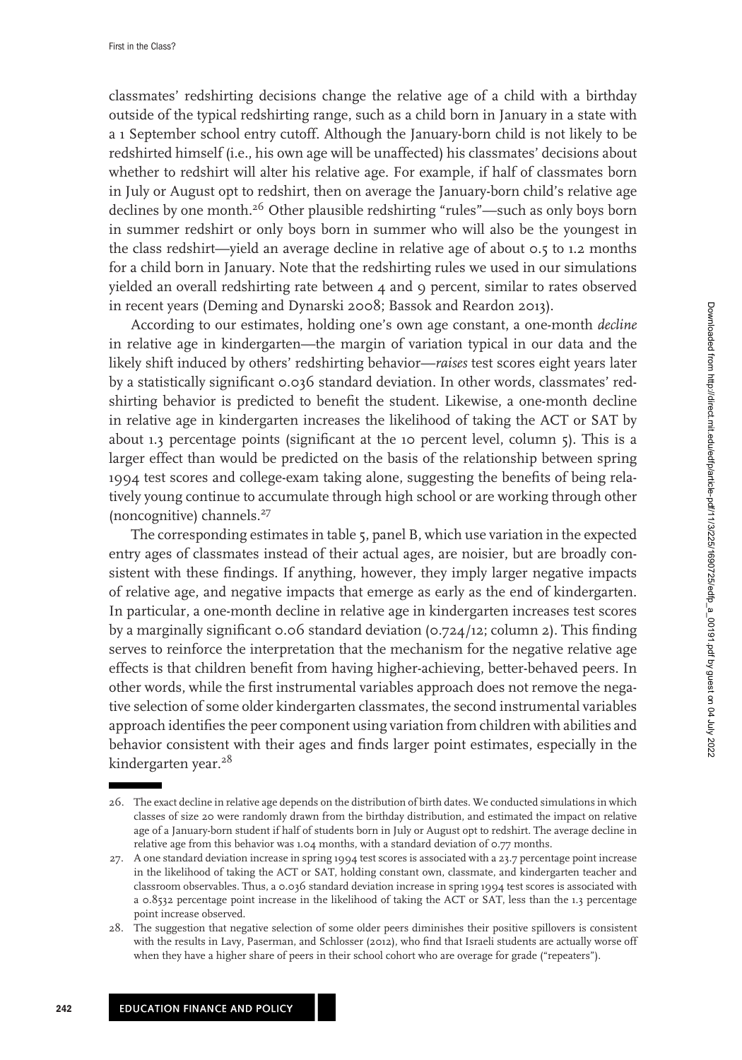classmates' redshirting decisions change the relative age of a child with a birthday outside of the typical redshirting range, such as a child born in January in a state with a 1 September school entry cutoff. Although the January-born child is not likely to be redshirted himself (i.e., his own age will be unaffected) his classmates' decisions about whether to redshirt will alter his relative age. For example, if half of classmates born in July or August opt to redshirt, then on average the January-born child's relative age declines by one month.[26] Other plausible redshirting "rules"—such as only boys born in summer redshirt or only boys born in summer who will also be the youngest in the class redshirt—yield an average decline in relative age of about 0.5 to 1.2 months for a child born in January. Note that the redshirting rules we used in our simulations yielded an overall redshirting rate between 4 and 9 percent, similar to rates observed in recent years (Deming and Dynarski 2008; Bassok and Reardon 2013).

According to our estimates, holding one's own age constant, a one-month *decline* in relative age in kindergarten—the margin of variation typical in our data and the likely shift induced by others' redshirting behavior—*raises* test scores eight years later by a statistically significant 0.036 standard deviation. In other words, classmates' redshirting behavior is predicted to benefit the student. Likewise, a one-month decline in relative age in kindergarten increases the likelihood of taking the ACT or SAT by about 1.3 percentage points (significant at the 10 percent level, column 5). This is a larger effect than would be predicted on the basis of the relationship between spring 1994 test scores and college-exam taking alone, suggesting the benefits of being relatively young continue to accumulate through high school or are working through other (noncognitive) channels.[27]

The corresponding estimates in table 5, panel B, which use variation in the expected entry ages of classmates instead of their actual ages, are noisier, but are broadly consistent with these findings. If anything, however, they imply larger negative impacts of relative age, and negative impacts that emerge as early as the end of kindergarten. In particular, a one-month decline in relative age in kindergarten increases test scores by a marginally significant 0.06 standard deviation (0.724/12; column 2). This finding serves to reinforce the interpretation that the mechanism for the negative relative age effects is that children benefit from having higher-achieving, better-behaved peers. In other words, while the first instrumental variables approach does not remove the negative selection of some older kindergarten classmates, the second instrumental variables approach identifies the peer component using variation from children with abilities and behavior consistent with their ages and finds larger point estimates, especially in the kindergarten year.[28]

26. The exact decline in relative age depends on the distribution of birth dates. We conducted simulations in which classes of size 20 were randomly drawn from the birthday distribution, and estimated the impact on relative age of a January-born student if half of students born in July or August opt to redshirt. The average decline in relative age from this behavior was 1.04 months, with a standard deviation of 0.77 months.

27. A one standard deviation increase in spring 1994 test scores is associated with a 23.7 percentage point increase in the likelihood of taking the ACT or SAT, holding constant own, classmate, and kindergarten teacher and classroom observables. Thus, a 0.036 standard deviation increase in spring 1994 test scores is associated with a 0.8532 percentage point increase in the likelihood of taking the ACT or SAT, less than the 1.3 percentage point increase observed.

28. The suggestion that negative selection of some older peers diminishes their positive spillovers is consistent with the results in Lavy, Paserman, and Schlosser (2012), who find that Israeli students are actually worse off when they have a higher share of peers in their school cohort who are overage for grade ("repeaters").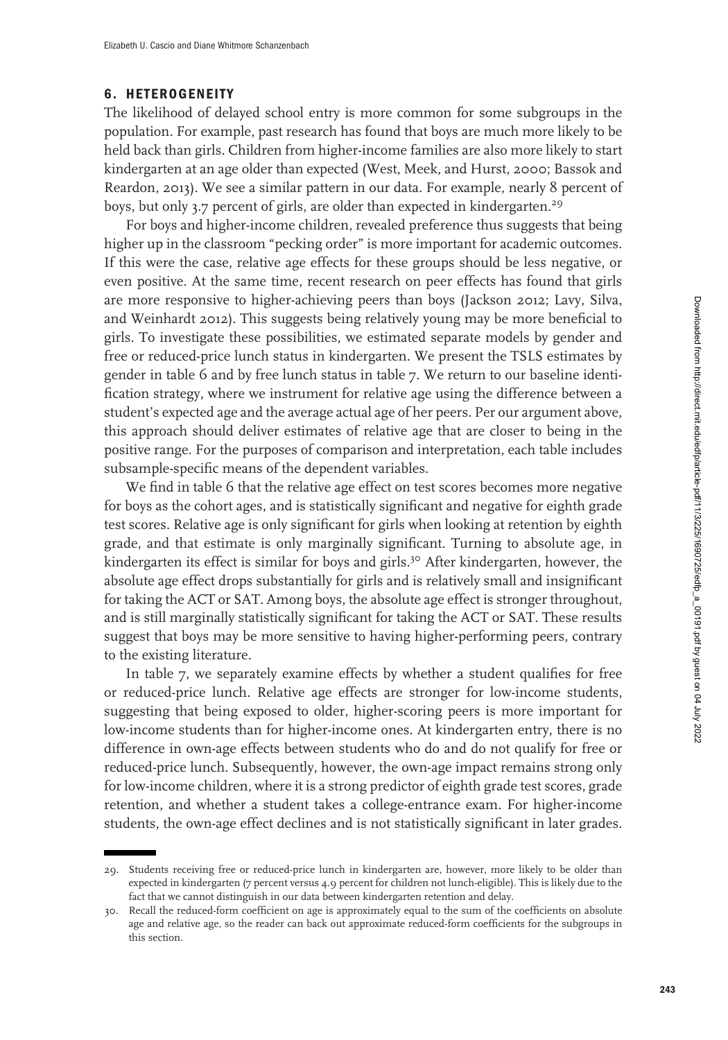## 6. HETEROGENEITY

The likelihood of delayed school entry is more common for some subgroups in the population. For example, past research has found that boys are much more likely to be held back than girls. Children from higher-income families are also more likely to start kindergarten at an age older than expected (West, Meek, and Hurst, 2000; Bassok and Reardon, 2013). We see a similar pattern in our data. For example, nearly 8 percent of boys, but only 3.7 percent of girls, are older than expected in kindergarten.[29]

For boys and higher-income children, revealed preference thus suggests that being higher up in the classroom "pecking order" is more important for academic outcomes. If this were the case, relative age effects for these groups should be less negative, or even positive. At the same time, recent research on peer effects has found that girls are more responsive to higher-achieving peers than boys (Jackson 2012; Lavy, Silva, and Weinhardt 2012). This suggests being relatively young may be more beneficial to girls. To investigate these possibilities, we estimated separate models by gender and free or reduced-price lunch status in kindergarten. We present the TSLS estimates by gender in table 6 and by free lunch status in table 7. We return to our baseline identification strategy, where we instrument for relative age using the difference between a student's expected age and the average actual age of her peers. Per our argument above, this approach should deliver estimates of relative age that are closer to being in the positive range. For the purposes of comparison and interpretation, each table includes subsample-specific means of the dependent variables.

We find in table 6 that the relative age effect on test scores becomes more negative for boys as the cohort ages, and is statistically significant and negative for eighth grade test scores. Relative age is only significant for girls when looking at retention by eighth grade, and that estimate is only marginally significant. Turning to absolute age, in kindergarten its effect is similar for boys and girls.[30] After kindergarten, however, the absolute age effect drops substantially for girls and is relatively small and insignificant for taking the ACT or SAT. Among boys, the absolute age effect is stronger throughout, and is still marginally statistically significant for taking the ACT or SAT. These results suggest that boys may be more sensitive to having higher-performing peers, contrary to the existing literature.

In table 7, we separately examine effects by whether a student qualifies for free or reduced-price lunch. Relative age effects are stronger for low-income students, suggesting that being exposed to older, higher-scoring peers is more important for low-income students than for higher-income ones. At kindergarten entry, there is no difference in own-age effects between students who do and do not qualify for free or reduced-price lunch. Subsequently, however, the own-age impact remains strong only for low-income children, where it is a strong predictor of eighth grade test scores, grade retention, and whether a student takes a college-entrance exam. For higher-income students, the own-age effect declines and is not statistically significant in later grades.

---

29. Students receiving free or reduced-price lunch in kindergarten are, however, more likely to be older than expected in kindergarten (7 percent versus 4.9 percent for children not lunch-eligible). This is likely due to the fact that we cannot distinguish in our data between kindergarten retention and delay.

30. Recall the reduced-form coefficient on age is approximately equal to the sum of the coefficients on absolute age and relative age, so the reader can back out approximate reduced-form coefficients for the subgroups in this section.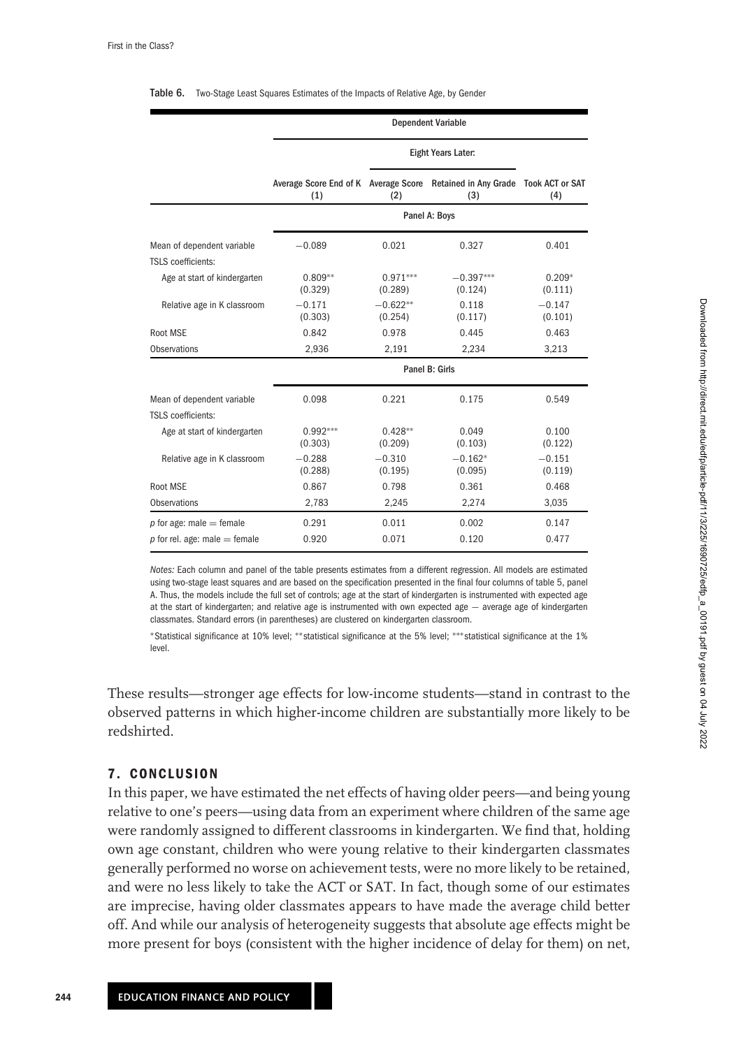Table 6. Two-Stage Least Squares Estimates of the Impacts of Relative Age, by Gender

| | Dependent Variable | | | |
|---|---|---|---|---|
| | | Eight Years Later: | | |
| | Average Score End of K (1) | Average Score (2) | Retained in Any Grade (3) | Took ACT or SAT (4) |
| | **Panel A: Boys** | | | |
| Mean of dependent variable | −0.089 | 0.021 | 0.327 | 0.401 |
| TSLS coefficients: | | | | |
| Age at start of kindergarten | 0.809** (0.329) | 0.971*** (0.289) | −0.397*** (0.124) | 0.209* (0.111) |
| Relative age in K classroom | −0.171 (0.303) | −0.622** (0.254) | 0.118 (0.117) | −0.147 (0.101) |
| Root MSE | 0.842 | 0.978 | 0.445 | 0.463 |
| Observations | 2,936 | 2,191 | 2,234 | 3,213 |
| | **Panel B: Girls** | | | |
| Mean of dependent variable | 0.098 | 0.221 | 0.175 | 0.549 |
| TSLS coefficients: | | | | |
| Age at start of kindergarten | 0.992*** (0.303) | 0.428** (0.209) | 0.049 (0.103) | 0.100 (0.122) |
| Relative age in K classroom | −0.288 (0.288) | −0.310 (0.195) | −0.162* (0.095) | −0.151 (0.119) |
| Root MSE | 0.867 | 0.798 | 0.361 | 0.468 |
| Observations | 2,783 | 2,245 | 2,274 | 3,035 |
| $p$ for age: male = female | 0.291 | 0.011 | 0.002 | 0.147 |
| $p$ for rel. age: male = female | 0.920 | 0.071 | 0.120 | 0.477 |

*Notes:* Each column and panel of the table presents estimates from a different regression. All models are estimated using two-stage least squares and are based on the specification presented in the final four columns of table 5, panel A. Thus, the models include the full set of controls; age at the start of kindergarten is instrumented with expected age at the start of kindergarten; and relative age is instrumented with own expected age − average age of kindergarten classmates. Standard errors (in parentheses) are clustered on kindergarten classroom.

*Statistical significance at 10% level; **statistical significance at the 5% level; ***statistical significance at the 1% level.

These results—stronger age effects for low-income students—stand in contrast to the observed patterns in which higher-income children are substantially more likely to be redshirted.

## 7. CONCLUSION

In this paper, we have estimated the net effects of having older peers—and being young relative to one's peers—using data from an experiment where children of the same age were randomly assigned to different classrooms in kindergarten. We find that, holding own age constant, children who were young relative to their kindergarten classmates generally performed no worse on achievement tests, were no more likely to be retained, and were no less likely to take the ACT or SAT. In fact, though some of our estimates are imprecise, having older classmates appears to have made the average child better off. And while our analysis of heterogeneity suggests that absolute age effects might be more present for boys (consistent with the higher incidence of delay for them) on net,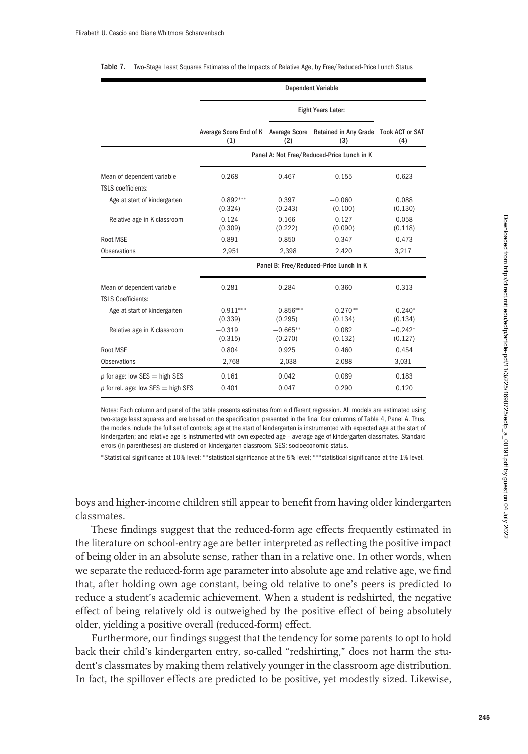**Table 7.** Two-Stage Least Squares Estimates of the Impacts of Relative Age, by Free/Reduced-Price Lunch Status

| | Dependent Variable | | | |
|---|---|---|---|---|
| | | Eight Years Later: | | |
| | Average Score End of K (1) | Average Score (2) | Retained in Any Grade (3) | Took ACT or SAT (4) |
| | **Panel A: Not Free/Reduced-Price Lunch in K** | | | |
| Mean of dependent variable | 0.268 | 0.467 | 0.155 | 0.623 |
| TSLS coefficients: | | | | |
| Age at start of kindergarten | 0.892*** | 0.397 | −0.060 | 0.088 |
| | (0.324) | (0.243) | (0.100) | (0.130) |
| Relative age in K classroom | −0.124 | −0.166 | −0.127 | −0.058 |
| | (0.309) | (0.222) | (0.090) | (0.118) |
| Root MSE | 0.891 | 0.850 | 0.347 | 0.473 |
| Observations | 2,951 | 2,398 | 2,420 | 3,217 |
| | **Panel B: Free/Reduced–Price Lunch in K** | | | |
| Mean of dependent variable | −0.281 | −0.284 | 0.360 | 0.313 |
| TSLS Coefficients: | | | | |
| Age at start of kindergarten | 0.911*** | 0.856*** | −0.270** | 0.240* |
| | (0.339) | (0.295) | (0.134) | (0.134) |
| Relative age in K classroom | −0.319 | −0.665** | 0.082 | −0.242* |
| | (0.315) | (0.270) | (0.132) | (0.127) |
| Root MSE | 0.804 | 0.925 | 0.460 | 0.454 |
| Observations | 2,768 | 2,038 | 2,088 | 3,031 |
| *p* for age: low SES = high SES | 0.161 | 0.042 | 0.089 | 0.183 |
| *p* for rel. age: low SES = high SES | 0.401 | 0.047 | 0.290 | 0.120 |

Notes: Each column and panel of the table presents estimates from a different regression. All models are estimated using two-stage least squares and are based on the specification presented in the final four columns of Table 4, Panel A. Thus, the models include the full set of controls; age at the start of kindergarten is instrumented with expected age at the start of kindergarten; and relative age is instrumented with own expected age – average age of kindergarten classmates. Standard errors (in parentheses) are clustered on kindergarten classroom. SES: socioeconomic status.

*Statistical significance at 10% level; **statistical significance at the 5% level; ***statistical significance at the 1% level.

boys and higher-income children still appear to benefit from having older kindergarten classmates.

These findings suggest that the reduced-form age effects frequently estimated in the literature on school-entry age are better interpreted as reflecting the positive impact of being older in an absolute sense, rather than in a relative one. In other words, when we separate the reduced-form age parameter into absolute age and relative age, we find that, after holding own age constant, being old relative to one's peers is predicted to reduce a student's academic achievement. When a student is redshirted, the negative effect of being relatively old is outweighed by the positive effect of being absolutely older, yielding a positive overall (reduced-form) effect.

Furthermore, our findings suggest that the tendency for some parents to opt to hold back their child's kindergarten entry, so-called "redshirting," does not harm the student's classmates by making them relatively younger in the classroom age distribution. In fact, the spillover effects are predicted to be positive, yet modestly sized. Likewise,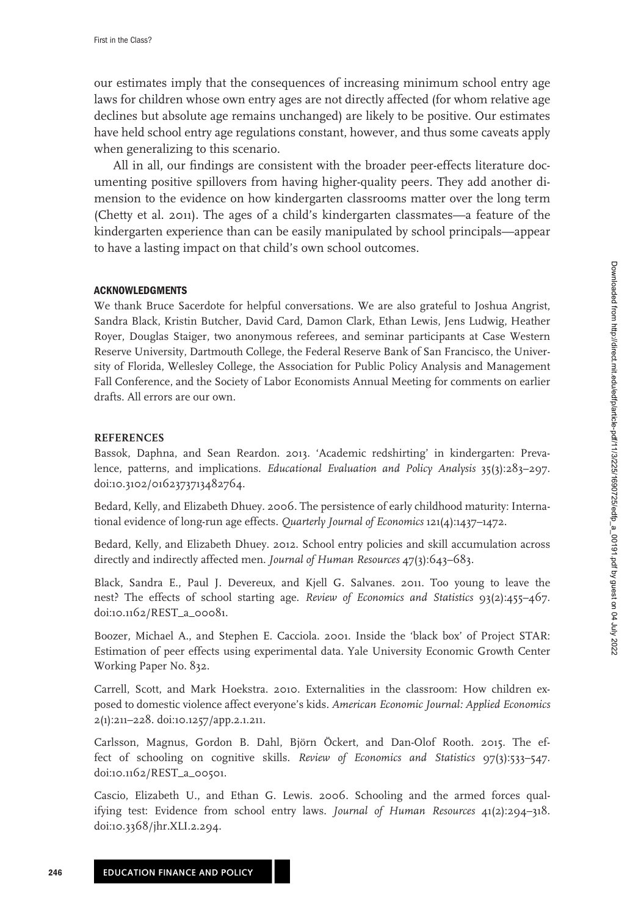our estimates imply that the consequences of increasing minimum school entry age laws for children whose own entry ages are not directly affected (for whom relative age declines but absolute age remains unchanged) are likely to be positive. Our estimates have held school entry age regulations constant, however, and thus some caveats apply when generalizing to this scenario.

All in all, our findings are consistent with the broader peer-effects literature documenting positive spillovers from having higher-quality peers. They add another dimension to the evidence on how kindergarten classrooms matter over the long term (Chetty et al. 2011). The ages of a child's kindergarten classmates—a feature of the kindergarten experience than can be easily manipulated by school principals—appear to have a lasting impact on that child's own school outcomes.

## ACKNOWLEDGMENTS

We thank Bruce Sacerdote for helpful conversations. We are also grateful to Joshua Angrist, Sandra Black, Kristin Butcher, David Card, Damon Clark, Ethan Lewis, Jens Ludwig, Heather Royer, Douglas Staiger, two anonymous referees, and seminar participants at Case Western Reserve University, Dartmouth College, the Federal Reserve Bank of San Francisco, the University of Florida, Wellesley College, the Association for Public Policy Analysis and Management Fall Conference, and the Society of Labor Economists Annual Meeting for comments on earlier drafts. All errors are our own.

## REFERENCES

Bassok, Daphna, and Sean Reardon. 2013. 'Academic redshirting' in kindergarten: Prevalence, patterns, and implications. *Educational Evaluation and Policy Analysis* 35(3):283–297. doi:10.3102/0162373713482764.

Bedard, Kelly, and Elizabeth Dhuey. 2006. The persistence of early childhood maturity: International evidence of long-run age effects. *Quarterly Journal of Economics* 121(4):1437–1472.

Bedard, Kelly, and Elizabeth Dhuey. 2012. School entry policies and skill accumulation across directly and indirectly affected men. *Journal of Human Resources* 47(3):643–683.

Black, Sandra E., Paul J. Devereux, and Kjell G. Salvanes. 2011. Too young to leave the nest? The effects of school starting age. *Review of Economics and Statistics* 93(2):455–467. doi:10.1162/REST_a_00081.

Boozer, Michael A., and Stephen E. Cacciola. 2001. Inside the 'black box' of Project STAR: Estimation of peer effects using experimental data. Yale University Economic Growth Center Working Paper No. 832.

Carrell, Scott, and Mark Hoekstra. 2010. Externalities in the classroom: How children exposed to domestic violence affect everyone's kids. *American Economic Journal: Applied Economics* 2(1):211–228. doi:10.1257/app.2.1.211.

Carlsson, Magnus, Gordon B. Dahl, Björn Öckert, and Dan-Olof Rooth. 2015. The effect of schooling on cognitive skills. *Review of Economics and Statistics* 97(3):533–547. doi:10.1162/REST_a_00501.

Cascio, Elizabeth U., and Ethan G. Lewis. 2006. Schooling and the armed forces qualifying test: Evidence from school entry laws. *Journal of Human Resources* 41(2):294–318. doi:10.3368/jhr.XLI.2.294.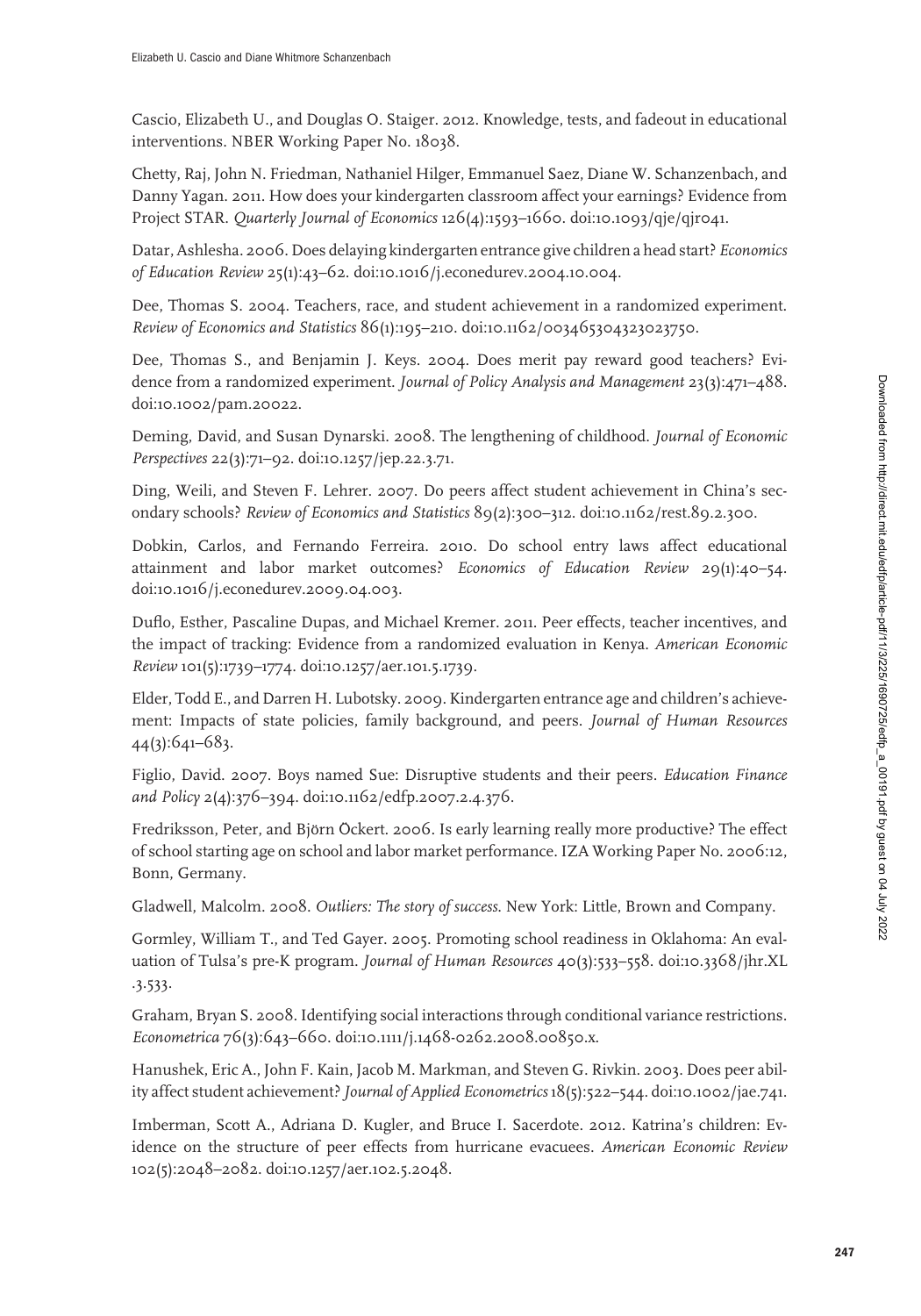Cascio, Elizabeth U., and Douglas O. Staiger. 2012. Knowledge, tests, and fadeout in educational interventions. NBER Working Paper No. 18038.

Chetty, Raj, John N. Friedman, Nathaniel Hilger, Emmanuel Saez, Diane W. Schanzenbach, and Danny Yagan. 2011. How does your kindergarten classroom affect your earnings? Evidence from Project STAR. *Quarterly Journal of Economics* 126(4):1593–1660. doi:10.1093/qje/qjr041.

Datar, Ashlesha. 2006. Does delaying kindergarten entrance give children a head start? *Economics of Education Review* 25(1):43–62. doi:10.1016/j.econedurev.2004.10.004.

Dee, Thomas S. 2004. Teachers, race, and student achievement in a randomized experiment. *Review of Economics and Statistics* 86(1):195–210. doi:10.1162/003465304323023750.

Dee, Thomas S., and Benjamin J. Keys. 2004. Does merit pay reward good teachers? Evidence from a randomized experiment. *Journal of Policy Analysis and Management* 23(3):471–488. doi:10.1002/pam.20022.

Deming, David, and Susan Dynarski. 2008. The lengthening of childhood. *Journal of Economic Perspectives* 22(3):71–92. doi:10.1257/jep.22.3.71.

Ding, Weili, and Steven F. Lehrer. 2007. Do peers affect student achievement in China's secondary schools? *Review of Economics and Statistics* 89(2):300–312. doi:10.1162/rest.89.2.300.

Dobkin, Carlos, and Fernando Ferreira. 2010. Do school entry laws affect educational attainment and labor market outcomes? *Economics of Education Review* 29(1):40–54. doi:10.1016/j.econedurev.2009.04.003.

Duflo, Esther, Pascaline Dupas, and Michael Kremer. 2011. Peer effects, teacher incentives, and the impact of tracking: Evidence from a randomized evaluation in Kenya. *American Economic Review* 101(5):1739–1774. doi:10.1257/aer.101.5.1739.

Elder, Todd E., and Darren H. Lubotsky. 2009. Kindergarten entrance age and children's achievement: Impacts of state policies, family background, and peers. *Journal of Human Resources* 44(3):641–683.

Figlio, David. 2007. Boys named Sue: Disruptive students and their peers. *Education Finance and Policy* 2(4):376–394. doi:10.1162/edfp.2007.2.4.376.

Fredriksson, Peter, and Björn Öckert. 2006. Is early learning really more productive? The effect of school starting age on school and labor market performance. IZA Working Paper No. 2006:12, Bonn, Germany.

Gladwell, Malcolm. 2008. *Outliers: The story of success.* New York: Little, Brown and Company.

Gormley, William T., and Ted Gayer. 2005. Promoting school readiness in Oklahoma: An evaluation of Tulsa's pre-K program. *Journal of Human Resources* 40(3):533–558. doi:10.3368/jhr.XL.3.533.

Graham, Bryan S. 2008. Identifying social interactions through conditional variance restrictions. *Econometrica* 76(3):643–660. doi:10.1111/j.1468-0262.2008.00850.x.

Hanushek, Eric A., John F. Kain, Jacob M. Markman, and Steven G. Rivkin. 2003. Does peer ability affect student achievement? *Journal of Applied Econometrics* 18(5):522–544. doi:10.1002/jae.741.

Imberman, Scott A., Adriana D. Kugler, and Bruce I. Sacerdote. 2012. Katrina's children: Evidence on the structure of peer effects from hurricane evacuees. *American Economic Review* 102(5):2048–2082. doi:10.1257/aer.102.5.2048.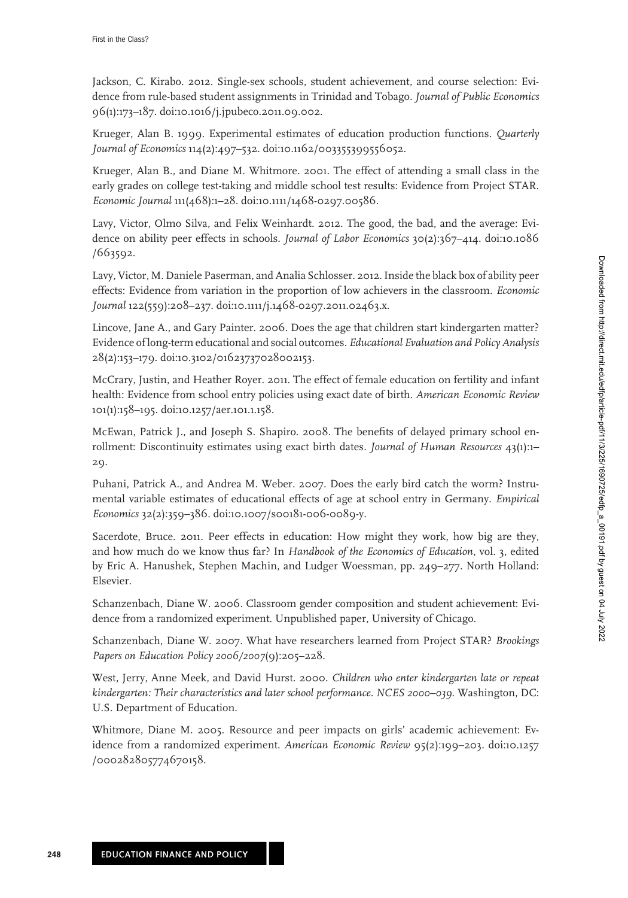Jackson, C. Kirabo. 2012. Single-sex schools, student achievement, and course selection: Evidence from rule-based student assignments in Trinidad and Tobago. *Journal of Public Economics* 96(1):173–187. doi:10.1016/j.jpubeco.2011.09.002.

Krueger, Alan B. 1999. Experimental estimates of education production functions. *Quarterly Journal of Economics* 114(2):497–532. doi:10.1162/003355399556052.

Krueger, Alan B., and Diane M. Whitmore. 2001. The effect of attending a small class in the early grades on college test-taking and middle school test results: Evidence from Project STAR. *Economic Journal* 111(468):1–28. doi:10.1111/1468-0297.00586.

Lavy, Victor, Olmo Silva, and Felix Weinhardt. 2012. The good, the bad, and the average: Evidence on ability peer effects in schools. *Journal of Labor Economics* 30(2):367–414. doi:10.1086/663592.

Lavy, Victor, M. Daniele Paserman, and Analia Schlosser. 2012. Inside the black box of ability peer effects: Evidence from variation in the proportion of low achievers in the classroom. *Economic Journal* 122(559):208–237. doi:10.1111/j.1468-0297.2011.02463.x.

Lincove, Jane A., and Gary Painter. 2006. Does the age that children start kindergarten matter? Evidence of long-term educational and social outcomes. *Educational Evaluation and Policy Analysis* 28(2):153–179. doi:10.3102/01623737028002153.

McCrary, Justin, and Heather Royer. 2011. The effect of female education on fertility and infant health: Evidence from school entry policies using exact date of birth. *American Economic Review* 101(1):158–195. doi:10.1257/aer.101.1.158.

McEwan, Patrick J., and Joseph S. Shapiro. 2008. The benefits of delayed primary school enrollment: Discontinuity estimates using exact birth dates. *Journal of Human Resources* 43(1):1–29.

Puhani, Patrick A., and Andrea M. Weber. 2007. Does the early bird catch the worm? Instrumental variable estimates of educational effects of age at school entry in Germany. *Empirical Economics* 32(2):359–386. doi:10.1007/s00181-006-0089-y.

Sacerdote, Bruce. 2011. Peer effects in education: How might they work, how big are they, and how much do we know thus far? In *Handbook of the Economics of Education*, vol. 3, edited by Eric A. Hanushek, Stephen Machin, and Ludger Woessman, pp. 249–277. North Holland: Elsevier.

Schanzenbach, Diane W. 2006. Classroom gender composition and student achievement: Evidence from a randomized experiment. Unpublished paper, University of Chicago.

Schanzenbach, Diane W. 2007. What have researchers learned from Project STAR? *Brookings Papers on Education Policy 2006/2007*(9):205–228.

West, Jerry, Anne Meek, and David Hurst. 2000. *Children who enter kindergarten late or repeat kindergarten: Their characteristics and later school performance. NCES 2000–039.* Washington, DC: U.S. Department of Education.

Whitmore, Diane M. 2005. Resource and peer impacts on girls' academic achievement: Evidence from a randomized experiment. *American Economic Review* 95(2):199–203. doi:10.1257/000282805774670158.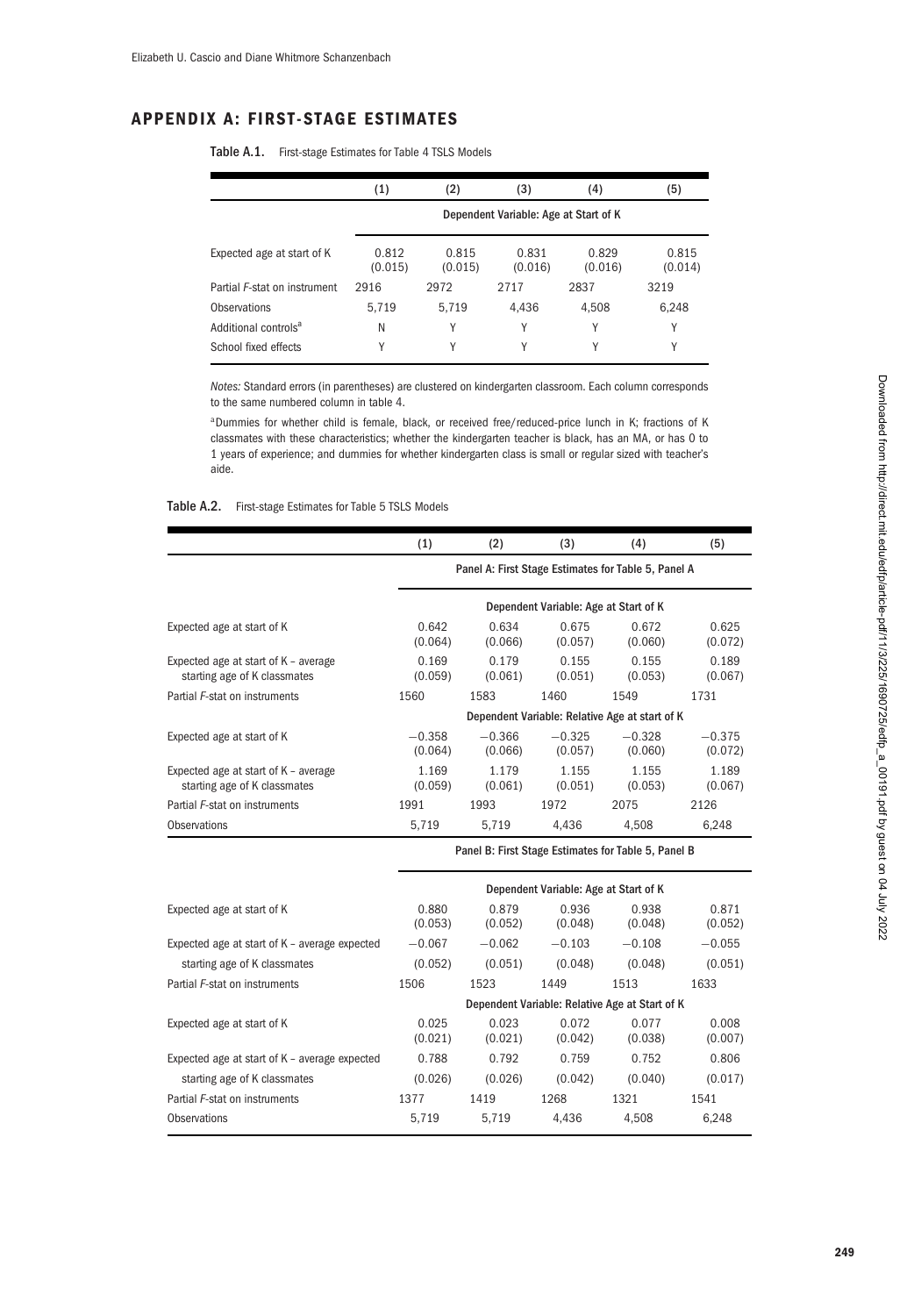## APPENDIX A: FIRST-STAGE ESTIMATES

**Table A.1.** First-stage Estimates for Table 4 TSLS Models

| | (1) | (2) | (3) | (4) | (5) |
|---|---|---|---|---|---|
| | Dependent Variable: Age at Start of K | | | | |
| Expected age at start of K | 0.812 (0.015) | 0.815 (0.015) | 0.831 (0.016) | 0.829 (0.016) | 0.815 (0.014) |
| Partial *F*-stat on instrument | 2916 | 2972 | 2717 | 2837 | 3219 |
| Observations | 5,719 | 5,719 | 4,436 | 4,508 | 6,248 |
| Additional controls[a] | N | Y | Y | Y | Y |
| School fixed effects | Y | Y | Y | Y | Y |

*Notes:* Standard errors (in parentheses) are clustered on kindergarten classroom. Each column corresponds to the same numbered column in table 4.

[a]Dummies for whether child is female, black, or received free/reduced-price lunch in K; fractions of K classmates with these characteristics; whether the kindergarten teacher is black, has an MA, or has 0 to 1 years of experience; and dummies for whether kindergarten class is small or regular sized with teacher's aide.

**Table A.2.** First-stage Estimates for Table 5 TSLS Models

| | (1) | (2) | (3) | (4) | (5) |
|---|---|---|---|---|---|
| | Panel A: First Stage Estimates for Table 5, Panel A | | | | |
| | Dependent Variable: Age at Start of K | | | | |
| Expected age at start of K | 0.642 (0.064) | 0.634 (0.066) | 0.675 (0.057) | 0.672 (0.060) | 0.625 (0.072) |
| Expected age at start of K – average starting age of K classmates | 0.169 (0.059) | 0.179 (0.061) | 0.155 (0.051) | 0.155 (0.053) | 0.189 (0.067) |
| Partial *F*-stat on instruments | 1560 | 1583 | 1460 | 1549 | 1731 |
| | Dependent Variable: Relative Age at start of K | | | | |
| Expected age at start of K | −0.358 (0.064) | −0.366 (0.066) | −0.325 (0.057) | −0.328 (0.060) | −0.375 (0.072) |
| Expected age at start of K – average starting age of K classmates | 1.169 (0.059) | 1.179 (0.061) | 1.155 (0.051) | 1.155 (0.053) | 1.189 (0.067) |
| Partial *F*-stat on instruments | 1991 | 1993 | 1972 | 2075 | 2126 |
| Observations | 5,719 | 5,719 | 4,436 | 4,508 | 6,248 |
| | Panel B: First Stage Estimates for Table 5, Panel B | | | | |
| | Dependent Variable: Age at Start of K | | | | |
| Expected age at start of K | 0.880 (0.053) | 0.879 (0.052) | 0.936 (0.048) | 0.938 (0.048) | 0.871 (0.052) |
| Expected age at start of K – average expected starting age of K classmates | −0.067 (0.052) | −0.062 (0.051) | −0.103 (0.048) | −0.108 (0.048) | −0.055 (0.051) |
| Partial *F*-stat on instruments | 1506 | 1523 | 1449 | 1513 | 1633 |
| | Dependent Variable: Relative Age at Start of K | | | | |
| Expected age at start of K | 0.025 (0.021) | 0.023 (0.021) | 0.072 (0.042) | 0.077 (0.038) | 0.008 (0.007) |
| Expected age at start of K – average expected starting age of K classmates | 0.788 (0.026) | 0.792 (0.026) | 0.759 (0.042) | 0.752 (0.040) | 0.806 (0.017) |
| Partial *F*-stat on instruments | 1377 | 1419 | 1268 | 1321 | 1541 |
| Observations | 5,719 | 5,719 | 4,436 | 4,508 | 6,248 |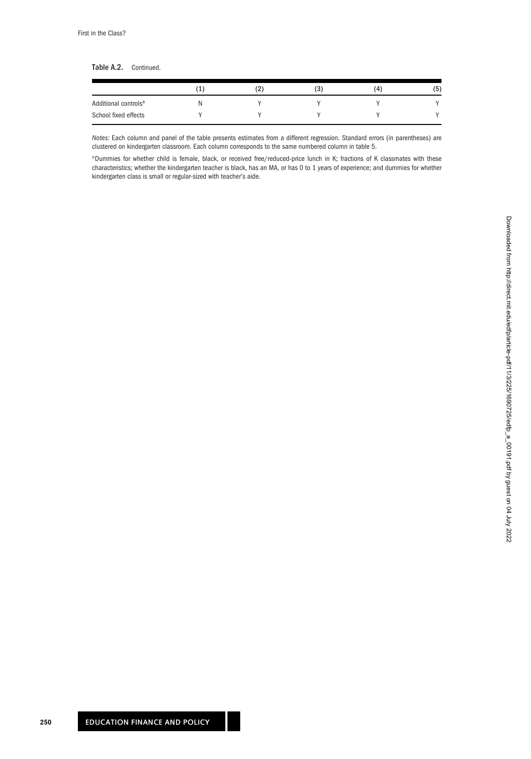**Table A.2.** Continued.

| | (1) | (2) | (3) | (4) | (5) |
|---|---|---|---|---|---|
| Additional controls[a] | N | Y | Y | Y | Y |
| School fixed effects | Y | Y | Y | Y | Y |

*Notes:* Each column and panel of the table presents estimates from a different regression. Standard errors (in parentheses) are clustered on kindergarten classroom. Each column corresponds to the same numbered column in table 5.

[a]Dummies for whether child is female, black, or received free/reduced-price lunch in K; fractions of K classmates with these characteristics; whether the kindergarten teacher is black, has an MA, or has 0 to 1 years of experience; and dummies for whether kindergarten class is small or regular-sized with teacher's aide.